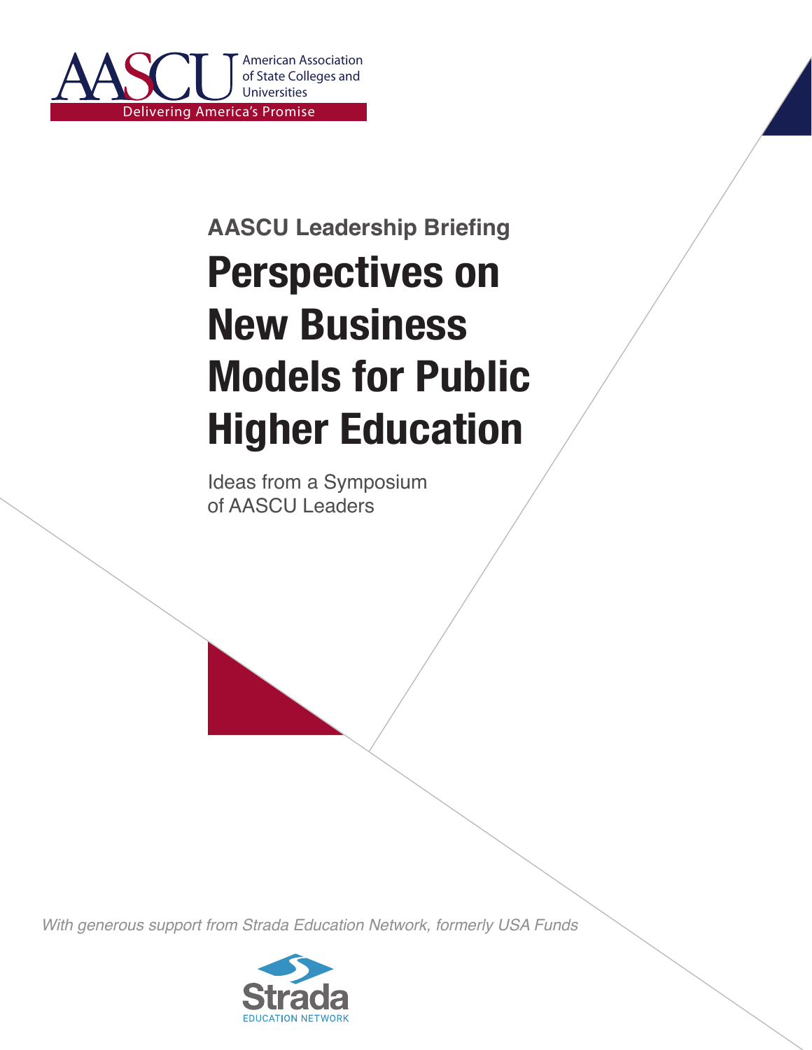AASCU American Association of State Colleges and Universities

Delivering America's Promise

AASCU Leadership Briefing

# Perspectives on New Business Models for Public Higher Education

Ideas from a Symposium of AASCU Leaders

*With generous support from Strada Education Network, formerly USA Funds*

Strada EDUCATION NETWORK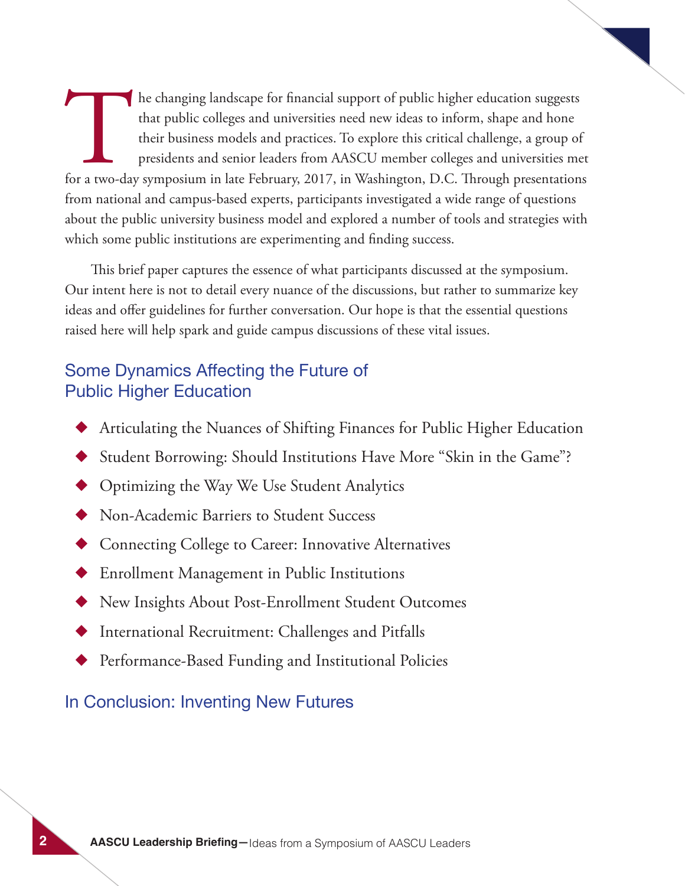The changing landscape for financial support of public higher education suggests that public colleges and universities need new ideas to inform, shape and hone their business models and practices. To explore this critical challenge, a group of presidents and senior leaders from AASCU member colleges and universities met for a two-day symposium in late February, 2017, in Washington, D.C. Through presentations from national and campus-based experts, participants investigated a wide range of questions about the public university business model and explored a number of tools and strategies with which some public institutions are experimenting and finding success.

This brief paper captures the essence of what participants discussed at the symposium. Our intent here is not to detail every nuance of the discussions, but rather to summarize key ideas and offer guidelines for further conversation. Our hope is that the essential questions raised here will help spark and guide campus discussions of these vital issues.

## Some Dynamics Affecting the Future of Public Higher Education

- Articulating the Nuances of Shifting Finances for Public Higher Education
- Student Borrowing: Should Institutions Have More "Skin in the Game"?
- Optimizing the Way We Use Student Analytics
- Non-Academic Barriers to Student Success
- Connecting College to Career: Innovative Alternatives
- Enrollment Management in Public Institutions
- New Insights About Post-Enrollment Student Outcomes
- International Recruitment: Challenges and Pitfalls
- Performance-Based Funding and Institutional Policies

## In Conclusion: Inventing New Futures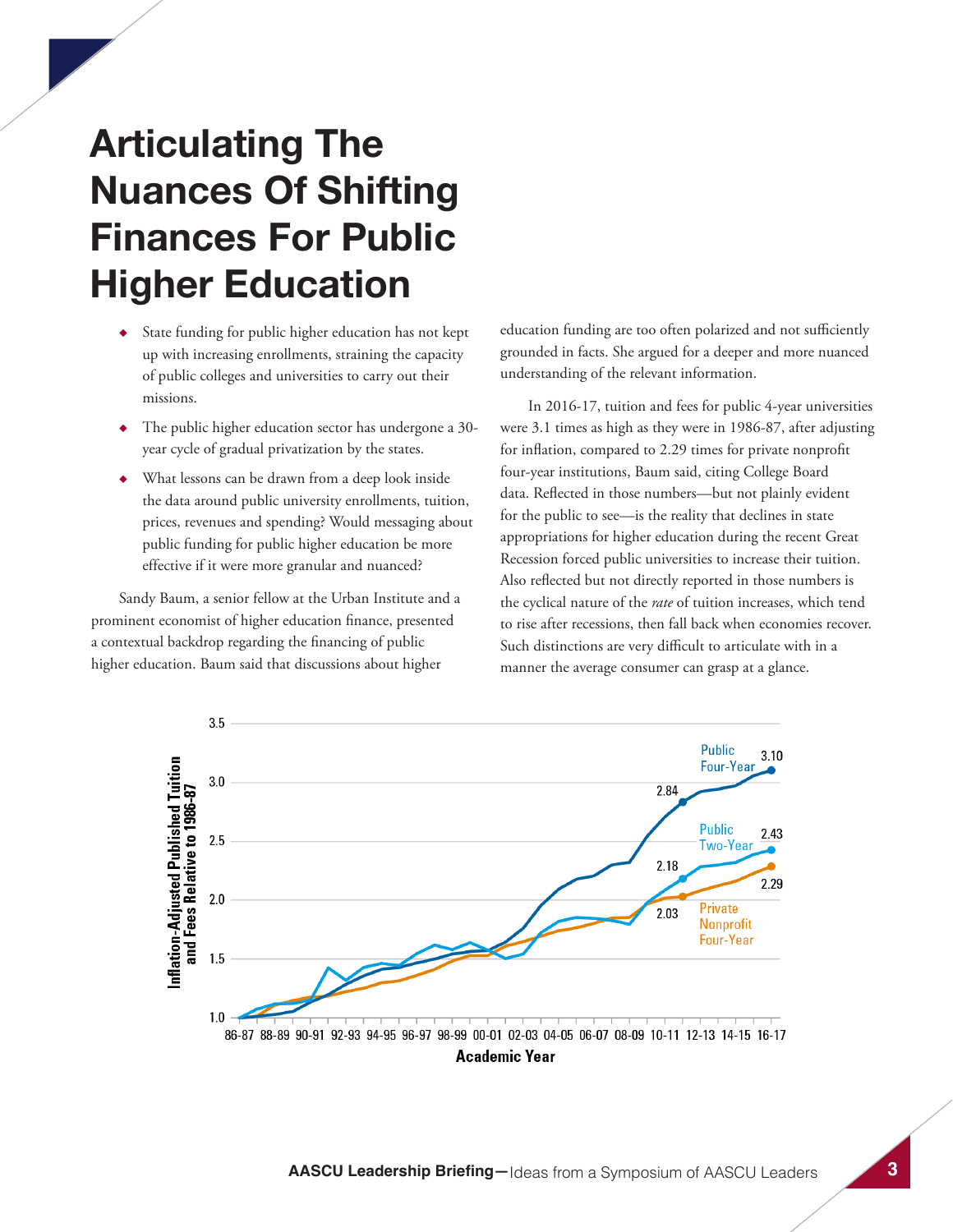# Articulating The Nuances Of Shifting Finances For Public Higher Education

- State funding for public higher education has not kept up with increasing enrollments, straining the capacity of public colleges and universities to carry out their missions.
- The public higher education sector has undergone a 30-year cycle of gradual privatization by the states.
- What lessons can be drawn from a deep look inside the data around public university enrollments, tuition, prices, revenues and spending? Would messaging about public funding for public higher education be more effective if it were more granular and nuanced?

Sandy Baum, a senior fellow at the Urban Institute and a prominent economist of higher education finance, presented a contextual backdrop regarding the financing of public higher education. Baum said that discussions about higher education funding are too often polarized and not sufficiently grounded in facts. She argued for a deeper and more nuanced understanding of the relevant information.

In 2016-17, tuition and fees for public 4-year universities were 3.1 times as high as they were in 1986-87, after adjusting for inflation, compared to 2.29 times for private nonprofit four-year institutions, Baum said, citing College Board data. Reflected in those numbers—but not plainly evident for the public to see—is the reality that declines in state appropriations for higher education during the recent Great Recession forced public universities to increase their tuition. Also reflected but not directly reported in those numbers is the cyclical nature of the *rate* of tuition increases, which tend to rise after recessions, then fall back when economies recover. Such distinctions are very difficult to articulate with in a manner the average consumer can grasp at a glance.

Inflation-Adjusted Published Tuition and Fees Relative to 1986-87 (by Academic Year, 86-87 to 16-17): Public Four-Year 2.84 (10-11), 3.10 (16-17); Public Two-Year 2.18 (10-11), 2.43 (16-17); Private Nonprofit Four-Year 2.03 (10-11), 2.29 (16-17).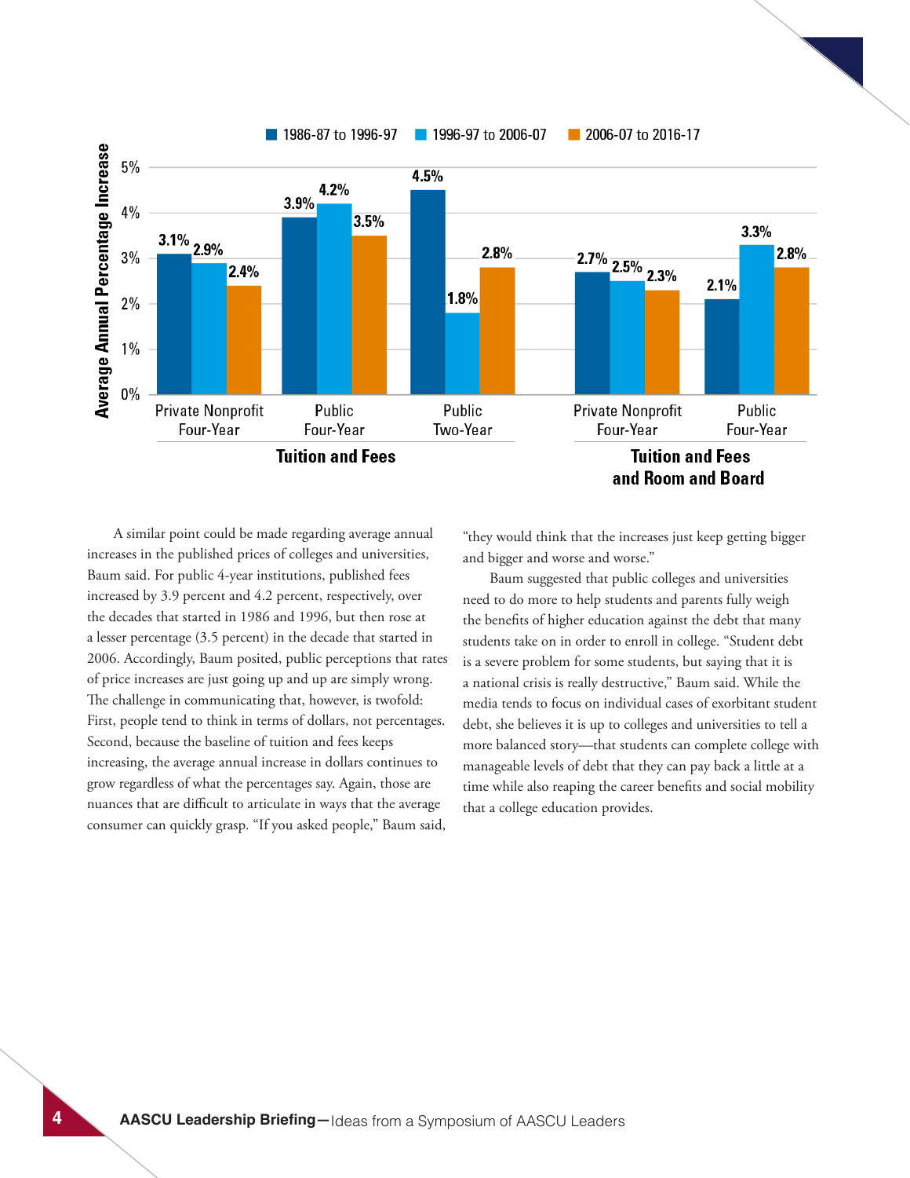Average Annual Percentage Increase

| | | 1986-87 to 1996-97 | 1996-97 to 2006-07 | 2006-07 to 2016-17 |
|---|---|---|---|---|
| Tuition and Fees | Private Nonprofit Four-Year | 3.1% | 2.9% | 2.4% |
| | Public Four-Year | 3.9% | 4.2% | 3.5% |
| | Public Two-Year | 4.5% | 1.8% | 2.8% |
| Tuition and Fees and Room and Board | Private Nonprofit Four-Year | 2.7% | 2.5% | 2.3% |
| | Public Four-Year | 2.1% | 3.3% | 2.8% |

A similar point could be made regarding average annual increases in the published prices of colleges and universities, Baum said. For public 4-year institutions, published fees increased by 3.9 percent and 4.2 percent, respectively, over the decades that started in 1986 and 1996, but then rose at a lesser percentage (3.5 percent) in the decade that started in 2006. Accordingly, Baum posited, public perceptions that rates of price increases are just going up and up are simply wrong. The challenge in communicating that, however, is twofold: First, people tend to think in terms of dollars, not percentages. Second, because the baseline of tuition and fees keeps increasing, the average annual increase in dollars continues to grow regardless of what the percentages say. Again, those are nuances that are difficult to articulate in ways that the average consumer can quickly grasp. "If you asked people," Baum said, "they would think that the increases just keep getting bigger and bigger and worse and worse."

Baum suggested that public colleges and universities need to do more to help students and parents fully weigh the benefits of higher education against the debt that many students take on in order to enroll in college. "Student debt is a severe problem for some students, but saying that it is a national crisis is really destructive," Baum said. While the media tends to focus on individual cases of exorbitant student debt, she believes it is up to colleges and universities to tell a more balanced story—that students can complete college with manageable levels of debt that they can pay back a little at a time while also reaping the career benefits and social mobility that a college education provides.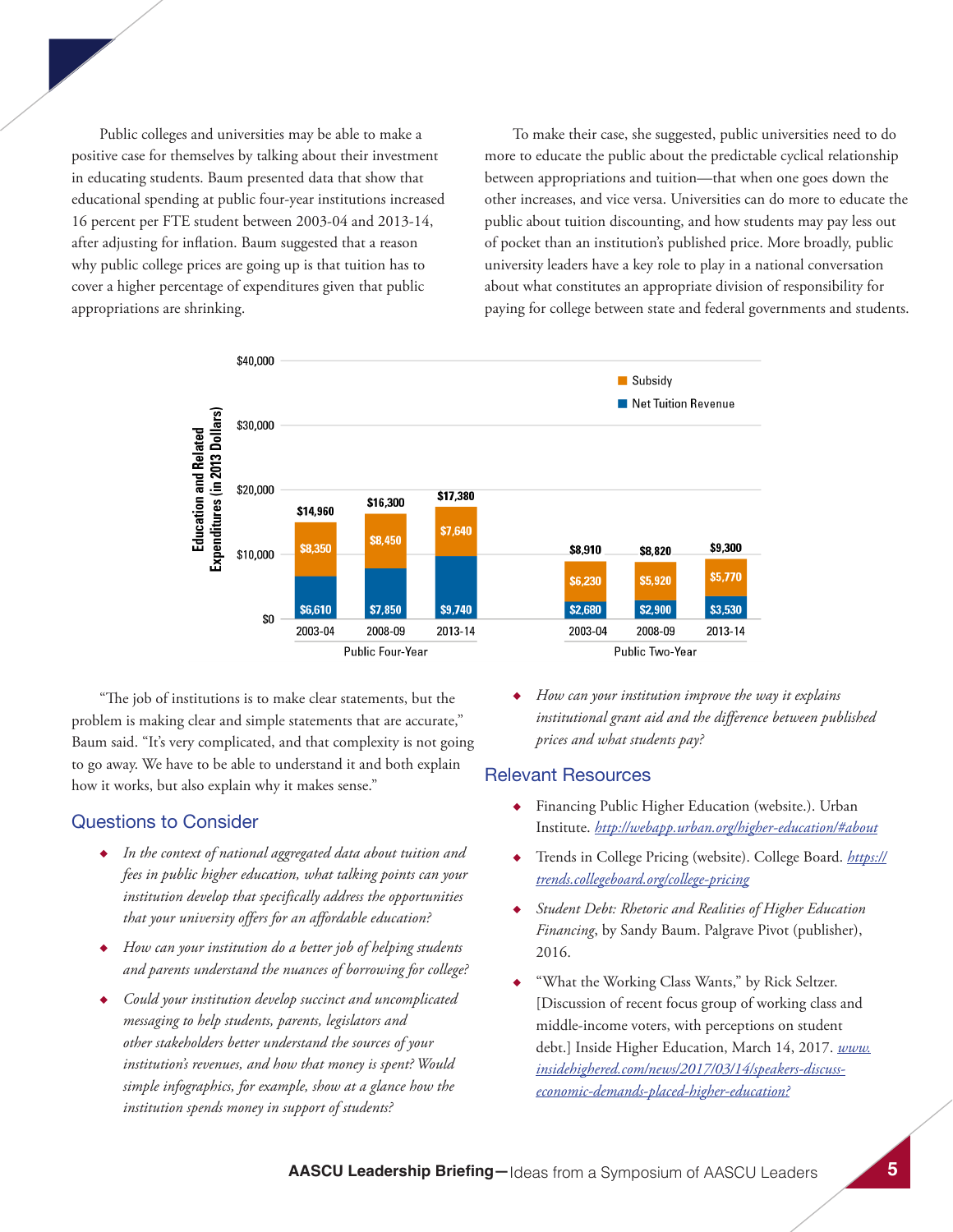Public colleges and universities may be able to make a positive case for themselves by talking about their investment in educating students. Baum presented data that show that educational spending at public four-year institutions increased 16 percent per FTE student between 2003-04 and 2013-14, after adjusting for inflation. Baum suggested that a reason why public college prices are going up is that tuition has to cover a higher percentage of expenditures given that public appropriations are shrinking.

To make their case, she suggested, public universities need to do more to educate the public about the predictable cyclical relationship between appropriations and tuition—that when one goes down the other increases, and vice versa. Universities can do more to educate the public about tuition discounting, and how students may pay less out of pocket than an institution's published price. More broadly, public university leaders have a key role to play in a national conversation about what constitutes an appropriate division of responsibility for paying for college between state and federal governments and students.

Education and Related Expenditures (in 2013 Dollars)

| | Public Four-Year 2003-04 | Public Four-Year 2008-09 | Public Four-Year 2013-14 | Public Two-Year 2003-04 | Public Two-Year 2008-09 | Public Two-Year 2013-14 |
|---|---|---|---|---|---|---|
| Subsidy | $8,350 | $8,450 | $7,640 | $6,230 | $5,920 | $5,770 |
| Net Tuition Revenue | $6,610 | $7,850 | $9,740 | $2,680 | $2,900 | $3,530 |
| Total | $14,960 | $16,300 | $17,380 | $8,910 | $8,820 | $9,300 |

"The job of institutions is to make clear statements, but the problem is making clear and simple statements that are accurate," Baum said. "It's very complicated, and that complexity is not going to go away. We have to be able to understand it and both explain how it works, but also explain why it makes sense."

## Questions to Consider

- *In the context of national aggregated data about tuition and fees in public higher education, what talking points can your institution develop that specifically address the opportunities that your university offers for an affordable education?*
- *How can your institution do a better job of helping students and parents understand the nuances of borrowing for college?*
- *Could your institution develop succinct and uncomplicated messaging to help students, parents, legislators and other stakeholders better understand the sources of your institution's revenues, and how that money is spent? Would simple infographics, for example, show at a glance how the institution spends money in support of students?*
- *How can your institution improve the way it explains institutional grant aid and the difference between published prices and what students pay?*

## Relevant Resources

- Financing Public Higher Education (website.). Urban Institute. http://webapp.urban.org/higher-education/#about
- Trends in College Pricing (website). College Board. https://trends.collegeboard.org/college-pricing
- *Student Debt: Rhetoric and Realities of Higher Education Financing*, by Sandy Baum. Palgrave Pivot (publisher), 2016.
- "What the Working Class Wants," by Rick Seltzer. [Discussion of recent focus group of working class and middle-income voters, with perceptions on student debt.] Inside Higher Education, March 14, 2017. www.insidehighered.com/news/2017/03/14/speakers-discuss-economic-demands-placed-higher-education?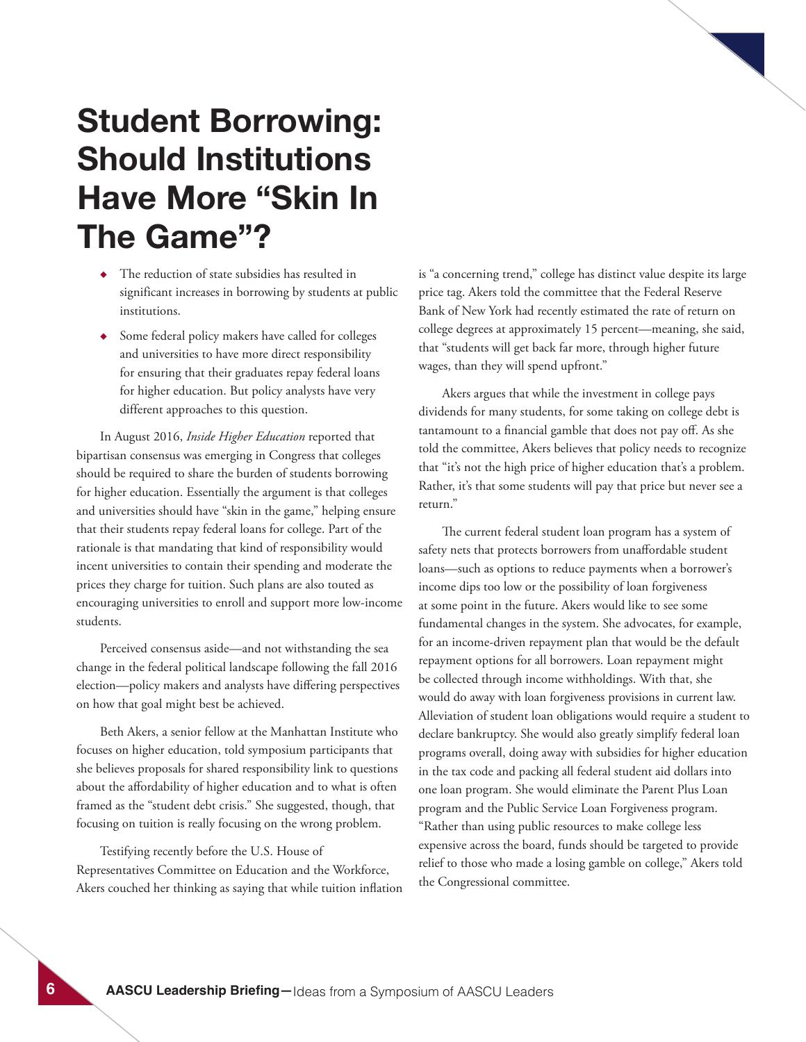# Student Borrowing: Should Institutions Have More "Skin In The Game"?

- The reduction of state subsidies has resulted in significant increases in borrowing by students at public institutions.
- Some federal policy makers have called for colleges and universities to have more direct responsibility for ensuring that their graduates repay federal loans for higher education. But policy analysts have very different approaches to this question.

In August 2016, *Inside Higher Education* reported that bipartisan consensus was emerging in Congress that colleges should be required to share the burden of students borrowing for higher education. Essentially the argument is that colleges and universities should have "skin in the game," helping ensure that their students repay federal loans for college. Part of the rationale is that mandating that kind of responsibility would incent universities to contain their spending and moderate the prices they charge for tuition. Such plans are also touted as encouraging universities to enroll and support more low-income students.

Perceived consensus aside—and not withstanding the sea change in the federal political landscape following the fall 2016 election—policy makers and analysts have differing perspectives on how that goal might best be achieved.

Beth Akers, a senior fellow at the Manhattan Institute who focuses on higher education, told symposium participants that she believes proposals for shared responsibility link to questions about the affordability of higher education and to what is often framed as the "student debt crisis." She suggested, though, that focusing on tuition is really focusing on the wrong problem.

Testifying recently before the U.S. House of Representatives Committee on Education and the Workforce, Akers couched her thinking as saying that while tuition inflation is "a concerning trend," college has distinct value despite its large price tag. Akers told the committee that the Federal Reserve Bank of New York had recently estimated the rate of return on college degrees at approximately 15 percent—meaning, she said, that "students will get back far more, through higher future wages, than they will spend upfront."

Akers argues that while the investment in college pays dividends for many students, for some taking on college debt is tantamount to a financial gamble that does not pay off. As she told the committee, Akers believes that policy needs to recognize that "it's not the high price of higher education that's a problem. Rather, it's that some students will pay that price but never see a return."

The current federal student loan program has a system of safety nets that protects borrowers from unaffordable student loans—such as options to reduce payments when a borrower's income dips too low or the possibility of loan forgiveness at some point in the future. Akers would like to see some fundamental changes in the system. She advocates, for example, for an income-driven repayment plan that would be the default repayment options for all borrowers. Loan repayment might be collected through income withholdings. With that, she would do away with loan forgiveness provisions in current law. Alleviation of student loan obligations would require a student to declare bankruptcy. She would also greatly simplify federal loan programs overall, doing away with subsidies for higher education in the tax code and packing all federal student aid dollars into one loan program. She would eliminate the Parent Plus Loan program and the Public Service Loan Forgiveness program. "Rather than using public resources to make college less expensive across the board, funds should be targeted to provide relief to those who made a losing gamble on college," Akers told the Congressional committee.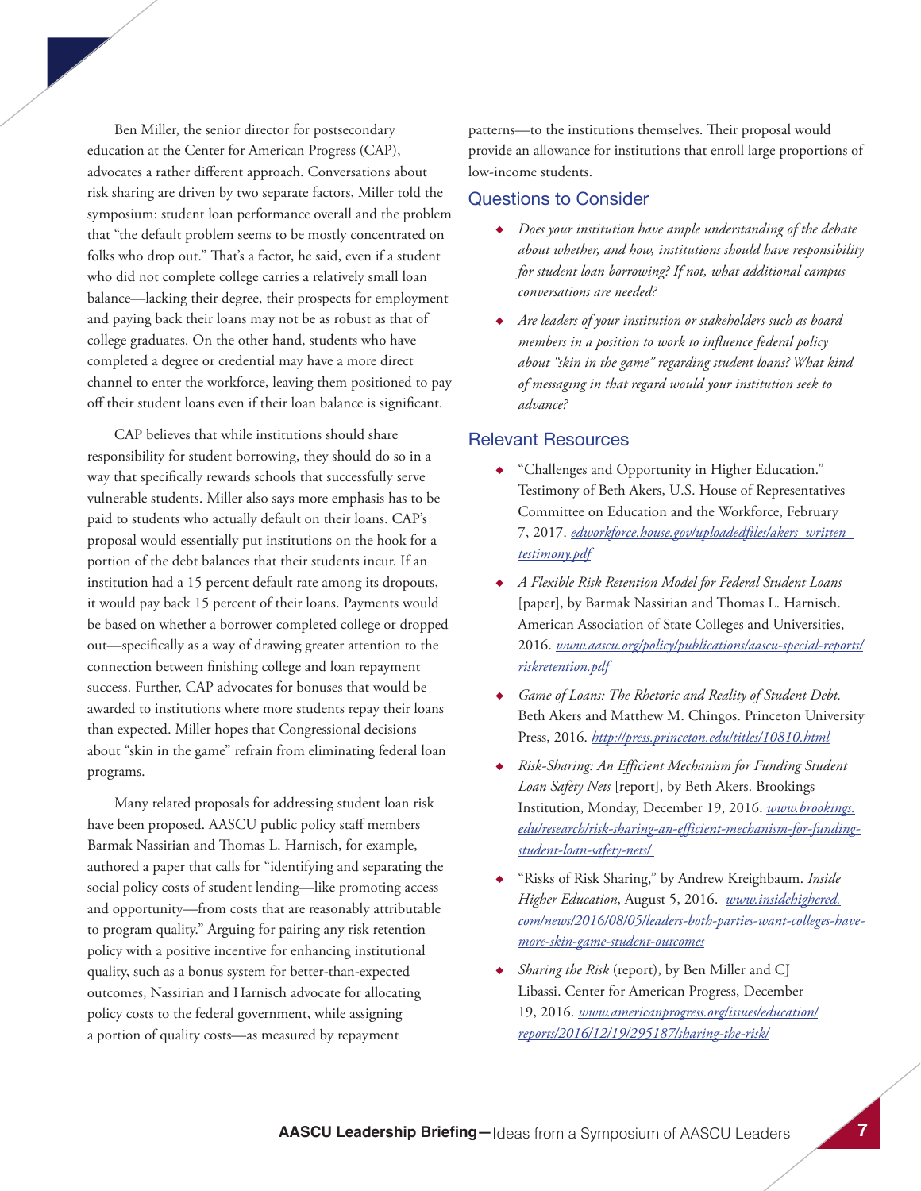Ben Miller, the senior director for postsecondary education at the Center for American Progress (CAP), advocates a rather different approach. Conversations about risk sharing are driven by two separate factors, Miller told the symposium: student loan performance overall and the problem that "the default problem seems to be mostly concentrated on folks who drop out." That's a factor, he said, even if a student who did not complete college carries a relatively small loan balance—lacking their degree, their prospects for employment and paying back their loans may not be as robust as that of college graduates. On the other hand, students who have completed a degree or credential may have a more direct channel to enter the workforce, leaving them positioned to pay off their student loans even if their loan balance is significant.

CAP believes that while institutions should share responsibility for student borrowing, they should do so in a way that specifically rewards schools that successfully serve vulnerable students. Miller also says more emphasis has to be paid to students who actually default on their loans. CAP's proposal would essentially put institutions on the hook for a portion of the debt balances that their students incur. If an institution had a 15 percent default rate among its dropouts, it would pay back 15 percent of their loans. Payments would be based on whether a borrower completed college or dropped out—specifically as a way of drawing greater attention to the connection between finishing college and loan repayment success. Further, CAP advocates for bonuses that would be awarded to institutions where more students repay their loans than expected. Miller hopes that Congressional decisions about "skin in the game" refrain from eliminating federal loan programs.

Many related proposals for addressing student loan risk have been proposed. AASCU public policy staff members Barmak Nassirian and Thomas L. Harnisch, for example, authored a paper that calls for "identifying and separating the social policy costs of student lending—like promoting access and opportunity—from costs that are reasonably attributable to program quality." Arguing for pairing any risk retention policy with a positive incentive for enhancing institutional quality, such as a bonus system for better-than-expected outcomes, Nassirian and Harnisch advocate for allocating policy costs to the federal government, while assigning a portion of quality costs—as measured by repayment patterns—to the institutions themselves. Their proposal would provide an allowance for institutions that enroll large proportions of low-income students.

## Questions to Consider

- *Does your institution have ample understanding of the debate about whether, and how, institutions should have responsibility for student loan borrowing? If not, what additional campus conversations are needed?*
- *Are leaders of your institution or stakeholders such as board members in a position to work to influence federal policy about "skin in the game" regarding student loans? What kind of messaging in that regard would your institution seek to advance?*

## Relevant Resources

- "Challenges and Opportunity in Higher Education." Testimony of Beth Akers, U.S. House of Representatives Committee on Education and the Workforce, February 7, 2017. *edworkforce.house.gov/uploadedfiles/akers_written_testimony.pdf*
- *A Flexible Risk Retention Model for Federal Student Loans* [paper], by Barmak Nassirian and Thomas L. Harnisch. American Association of State Colleges and Universities, 2016. *www.aascu.org/policy/publications/aascu-special-reports/riskretention.pdf*
- *Game of Loans: The Rhetoric and Reality of Student Debt.* Beth Akers and Matthew M. Chingos. Princeton University Press, 2016. *http://press.princeton.edu/titles/10810.html*
- *Risk-Sharing: An Efficient Mechanism for Funding Student Loan Safety Nets* [report], by Beth Akers. Brookings Institution, Monday, December 19, 2016. *www.brookings.edu/research/risk-sharing-an-efficient-mechanism-for-funding-student-loan-safety-nets/*
- "Risks of Risk Sharing," by Andrew Kreighbaum. *Inside Higher Education*, August 5, 2016. *www.insidehighered.com/news/2016/08/05/leaders-both-parties-want-colleges-have-more-skin-game-student-outcomes*
- *Sharing the Risk* (report), by Ben Miller and CJ Libassi. Center for American Progress, December 19, 2016. *www.americanprogress.org/issues/education/reports/2016/12/19/295187/sharing-the-risk/*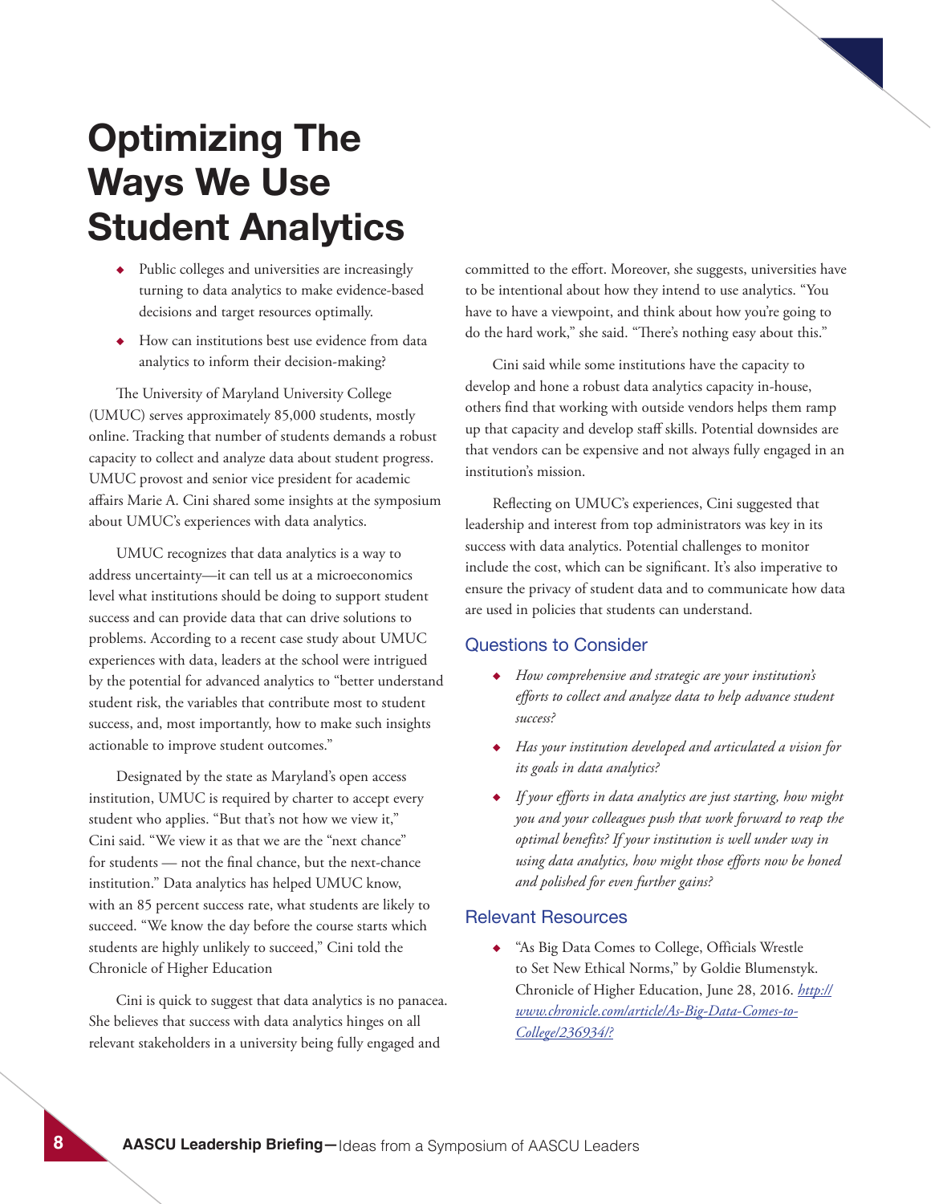# Optimizing The Ways We Use Student Analytics

- Public colleges and universities are increasingly turning to data analytics to make evidence-based decisions and target resources optimally.
- How can institutions best use evidence from data analytics to inform their decision-making?

The University of Maryland University College (UMUC) serves approximately 85,000 students, mostly online. Tracking that number of students demands a robust capacity to collect and analyze data about student progress. UMUC provost and senior vice president for academic affairs Marie A. Cini shared some insights at the symposium about UMUC's experiences with data analytics.

UMUC recognizes that data analytics is a way to address uncertainty—it can tell us at a microeconomics level what institutions should be doing to support student success and can provide data that can drive solutions to problems. According to a recent case study about UMUC experiences with data, leaders at the school were intrigued by the potential for advanced analytics to "better understand student risk, the variables that contribute most to student success, and, most importantly, how to make such insights actionable to improve student outcomes."

Designated by the state as Maryland's open access institution, UMUC is required by charter to accept every student who applies. "But that's not how we view it," Cini said. "We view it as that we are the "next chance" for students — not the final chance, but the next-chance institution." Data analytics has helped UMUC know, with an 85 percent success rate, what students are likely to succeed. "We know the day before the course starts which students are highly unlikely to succeed," Cini told the Chronicle of Higher Education

Cini is quick to suggest that data analytics is no panacea. She believes that success with data analytics hinges on all relevant stakeholders in a university being fully engaged and committed to the effort. Moreover, she suggests, universities have to be intentional about how they intend to use analytics. "You have to have a viewpoint, and think about how you're going to do the hard work," she said. "There's nothing easy about this."

Cini said while some institutions have the capacity to develop and hone a robust data analytics capacity in-house, others find that working with outside vendors helps them ramp up that capacity and develop staff skills. Potential downsides are that vendors can be expensive and not always fully engaged in an institution's mission.

Reflecting on UMUC's experiences, Cini suggested that leadership and interest from top administrators was key in its success with data analytics. Potential challenges to monitor include the cost, which can be significant. It's also imperative to ensure the privacy of student data and to communicate how data are used in policies that students can understand.

## Questions to Consider

- *How comprehensive and strategic are your institution's efforts to collect and analyze data to help advance student success?*
- *Has your institution developed and articulated a vision for its goals in data analytics?*
- *If your efforts in data analytics are just starting, how might you and your colleagues push that work forward to reap the optimal benefits? If your institution is well under way in using data analytics, how might those efforts now be honed and polished for even further gains?*

## Relevant Resources

- "As Big Data Comes to College, Officials Wrestle to Set New Ethical Norms," by Goldie Blumenstyk. Chronicle of Higher Education, June 28, 2016. *http://www.chronicle.com/article/As-Big-Data-Comes-to-College/236934/?*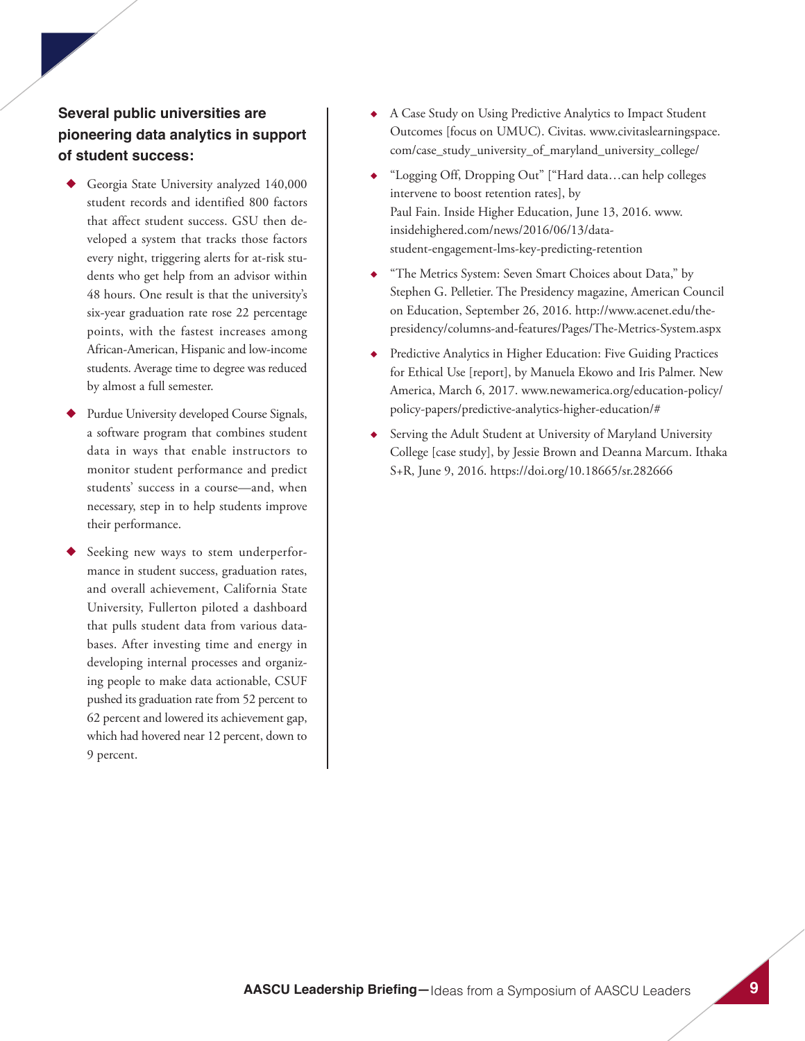**Several public universities are pioneering data analytics in support of student success:**

- Georgia State University analyzed 140,000 student records and identified 800 factors that affect student success. GSU then developed a system that tracks those factors every night, triggering alerts for at-risk students who get help from an advisor within 48 hours. One result is that the university's six-year graduation rate rose 22 percentage points, with the fastest increases among African-American, Hispanic and low-income students. Average time to degree was reduced by almost a full semester.
- Purdue University developed Course Signals, a software program that combines student data in ways that enable instructors to monitor student performance and predict students' success in a course—and, when necessary, step in to help students improve their performance.
- Seeking new ways to stem underperformance in student success, graduation rates, and overall achievement, California State University, Fullerton piloted a dashboard that pulls student data from various databases. After investing time and energy in developing internal processes and organizing people to make data actionable, CSUF pushed its graduation rate from 52 percent to 62 percent and lowered its achievement gap, which had hovered near 12 percent, down to 9 percent.

- A Case Study on Using Predictive Analytics to Impact Student Outcomes [focus on UMUC). Civitas. www.civitaslearningspace.com/case_study_university_of_maryland_university_college/
- "Logging Off, Dropping Out" ["Hard data…can help colleges intervene to boost retention rates], by Paul Fain. Inside Higher Education, June 13, 2016. www.insidehighered.com/news/2016/06/13/data-student-engagement-lms-key-predicting-retention
- "The Metrics System: Seven Smart Choices about Data," by Stephen G. Pelletier. The Presidency magazine, American Council on Education, September 26, 2016. http://www.acenet.edu/the-presidency/columns-and-features/Pages/The-Metrics-System.aspx
- Predictive Analytics in Higher Education: Five Guiding Practices for Ethical Use [report], by Manuela Ekowo and Iris Palmer. New America, March 6, 2017. www.newamerica.org/education-policy/policy-papers/predictive-analytics-higher-education/#
- Serving the Adult Student at University of Maryland University College [case study], by Jessie Brown and Deanna Marcum. Ithaka S+R, June 9, 2016. https://doi.org/10.18665/sr.282666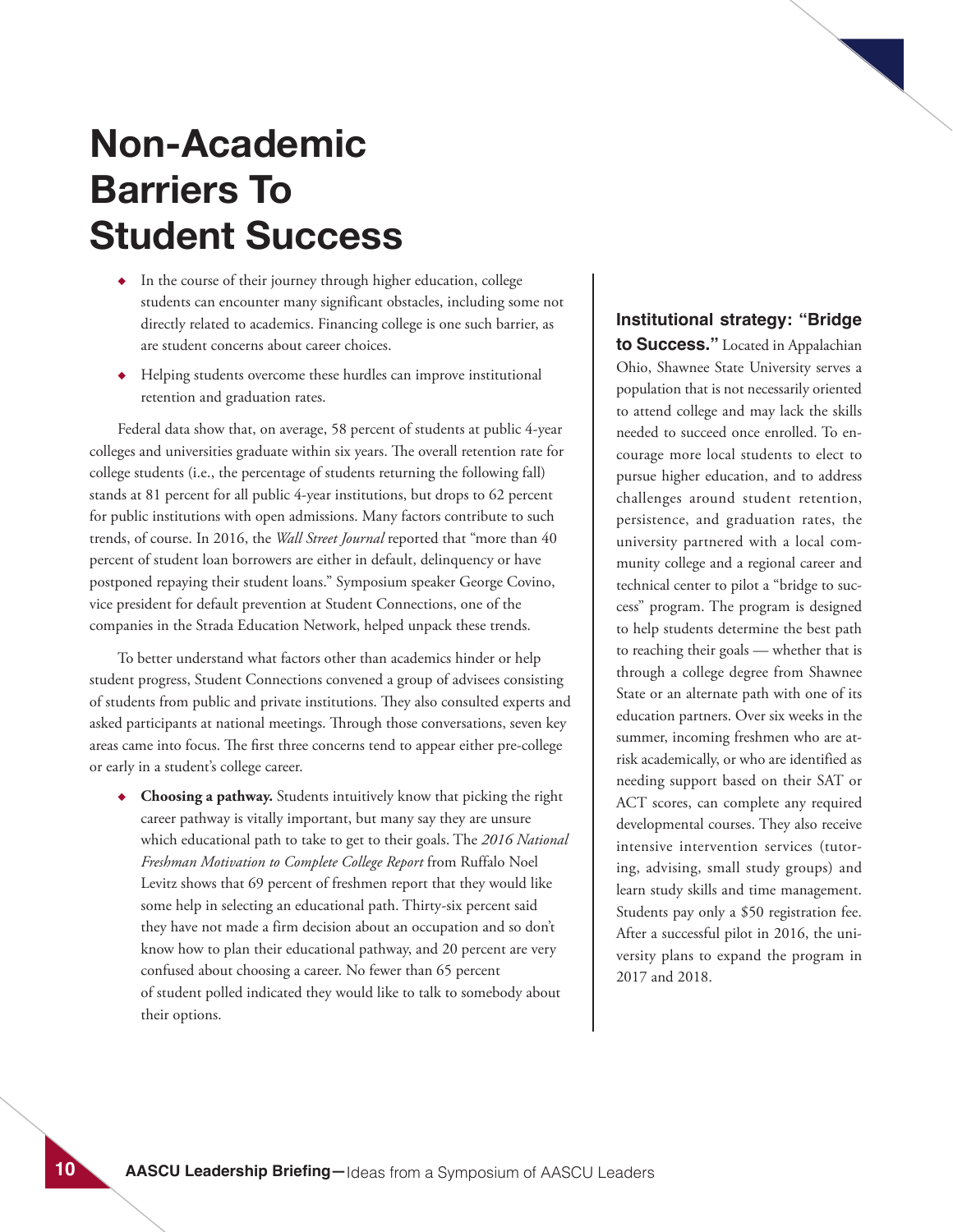# Non-Academic Barriers To Student Success

- In the course of their journey through higher education, college students can encounter many significant obstacles, including some not directly related to academics. Financing college is one such barrier, as are student concerns about career choices.
- Helping students overcome these hurdles can improve institutional retention and graduation rates.

Federal data show that, on average, 58 percent of students at public 4-year colleges and universities graduate within six years. The overall retention rate for college students (i.e., the percentage of students returning the following fall) stands at 81 percent for all public 4-year institutions, but drops to 62 percent for public institutions with open admissions. Many factors contribute to such trends, of course. In 2016, the *Wall Street Journal* reported that "more than 40 percent of student loan borrowers are either in default, delinquency or have postponed repaying their student loans." Symposium speaker George Covino, vice president for default prevention at Student Connections, one of the companies in the Strada Education Network, helped unpack these trends.

To better understand what factors other than academics hinder or help student progress, Student Connections convened a group of advisees consisting of students from public and private institutions. They also consulted experts and asked participants at national meetings. Through those conversations, seven key areas came into focus. The first three concerns tend to appear either pre-college or early in a student's college career.

- **Choosing a pathway.** Students intuitively know that picking the right career pathway is vitally important, but many say they are unsure which educational path to take to get to their goals. The *2016 National Freshman Motivation to Complete College Report* from Ruffalo Noel Levitz shows that 69 percent of freshmen report that they would like some help in selecting an educational path. Thirty-six percent said they have not made a firm decision about an occupation and so don't know how to plan their educational pathway, and 20 percent are very confused about choosing a career. No fewer than 65 percent of student polled indicated they would like to talk to somebody about their options.

**Institutional strategy: "Bridge to Success."** Located in Appalachian Ohio, Shawnee State University serves a population that is not necessarily oriented to attend college and may lack the skills needed to succeed once enrolled. To encourage more local students to elect to pursue higher education, and to address challenges around student retention, persistence, and graduation rates, the university partnered with a local community college and a regional career and technical center to pilot a "bridge to success" program. The program is designed to help students determine the best path to reaching their goals — whether that is through a college degree from Shawnee State or an alternate path with one of its education partners. Over six weeks in the summer, incoming freshmen who are at-risk academically, or who are identified as needing support based on their SAT or ACT scores, can complete any required developmental courses. They also receive intensive intervention services (tutoring, advising, small study groups) and learn study skills and time management. Students pay only a $50 registration fee. After a successful pilot in 2016, the university plans to expand the program in 2017 and 2018.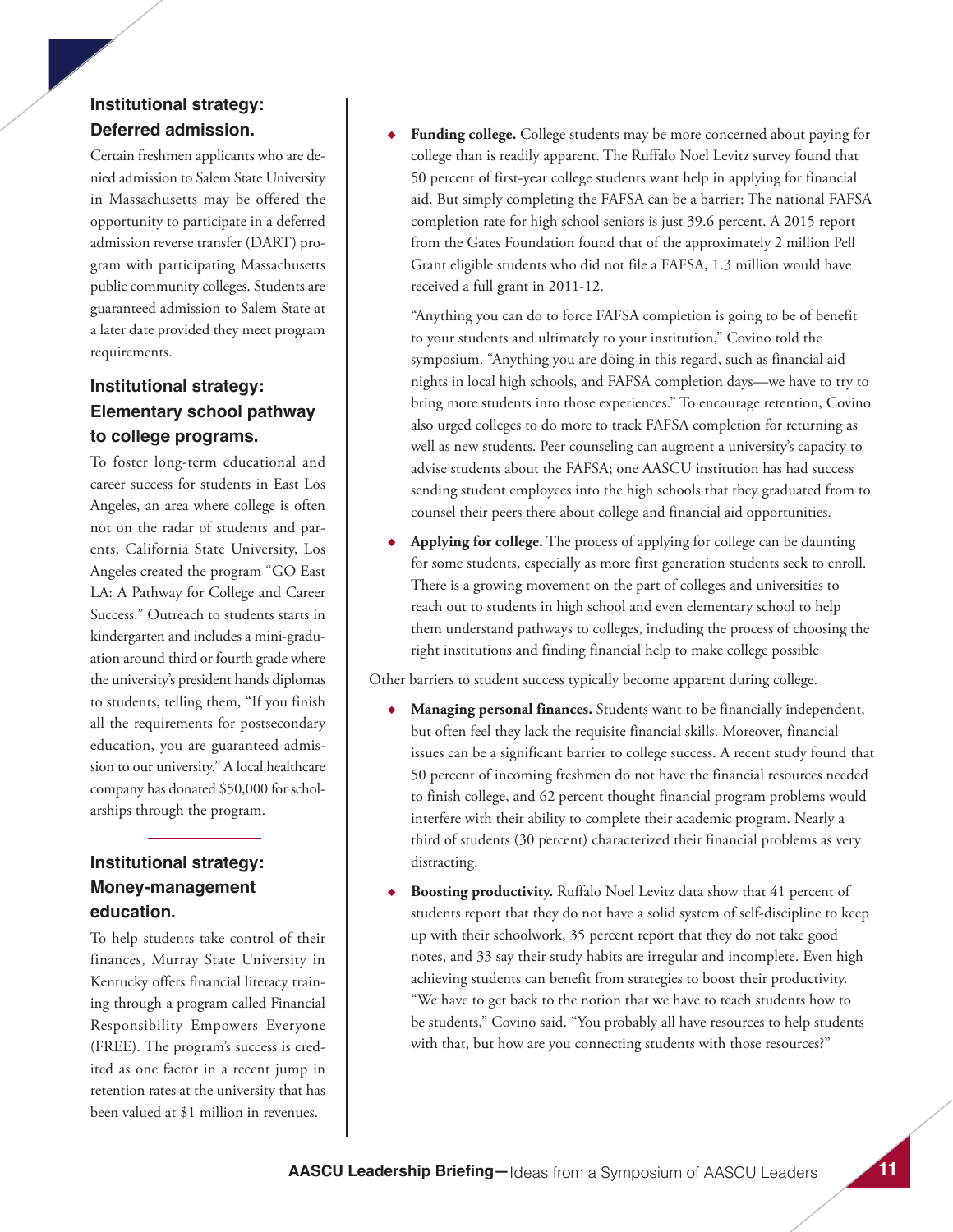### Institutional strategy: Deferred admission.

Certain freshmen applicants who are denied admission to Salem State University in Massachusetts may be offered the opportunity to participate in a deferred admission reverse transfer (DART) program with participating Massachusetts public community colleges. Students are guaranteed admission to Salem State at a later date provided they meet program requirements.

### Institutional strategy: Elementary school pathway to college programs.

To foster long-term educational and career success for students in East Los Angeles, an area where college is often not on the radar of students and parents, California State University, Los Angeles created the program "GO East LA: A Pathway for College and Career Success." Outreach to students starts in kindergarten and includes a mini-graduation around third or fourth grade where the university's president hands diplomas to students, telling them, "If you finish all the requirements for postsecondary education, you are guaranteed admission to our university." A local healthcare company has donated $50,000 for scholarships through the program.

### Institutional strategy: Money-management education.

To help students take control of their finances, Murray State University in Kentucky offers financial literacy training through a program called Financial Responsibility Empowers Everyone (FREE). The program's success is credited as one factor in a recent jump in retention rates at the university that has been valued at $1 million in revenues.

- **Funding college.** College students may be more concerned about paying for college than is readily apparent. The Ruffalo Noel Levitz survey found that 50 percent of first-year college students want help in applying for financial aid. But simply completing the FAFSA can be a barrier: The national FAFSA completion rate for high school seniors is just 39.6 percent. A 2015 report from the Gates Foundation found that of the approximately 2 million Pell Grant eligible students who did not file a FAFSA, 1.3 million would have received a full grant in 2011-12.

  "Anything you can do to force FAFSA completion is going to be of benefit to your students and ultimately to your institution," Covino told the symposium. "Anything you are doing in this regard, such as financial aid nights in local high schools, and FAFSA completion days—we have to try to bring more students into those experiences." To encourage retention, Covino also urged colleges to do more to track FAFSA completion for returning as well as new students. Peer counseling can augment a university's capacity to advise students about the FAFSA; one AASCU institution has had success sending student employees into the high schools that they graduated from to counsel their peers there about college and financial aid opportunities.

- **Applying for college.** The process of applying for college can be daunting for some students, especially as more first generation students seek to enroll. There is a growing movement on the part of colleges and universities to reach out to students in high school and even elementary school to help them understand pathways to colleges, including the process of choosing the right institutions and finding financial help to make college possible

Other barriers to student success typically become apparent during college.

- **Managing personal finances.** Students want to be financially independent, but often feel they lack the requisite financial skills. Moreover, financial issues can be a significant barrier to college success. A recent study found that 50 percent of incoming freshmen do not have the financial resources needed to finish college, and 62 percent thought financial program problems would interfere with their ability to complete their academic program. Nearly a third of students (30 percent) characterized their financial problems as very distracting.

- **Boosting productivity.** Ruffalo Noel Levitz data show that 41 percent of students report that they do not have a solid system of self-discipline to keep up with their schoolwork, 35 percent report that they do not take good notes, and 33 say their study habits are irregular and incomplete. Even high achieving students can benefit from strategies to boost their productivity. "We have to get back to the notion that we have to teach students how to be students," Covino said. "You probably all have resources to help students with that, but how are you connecting students with those resources?"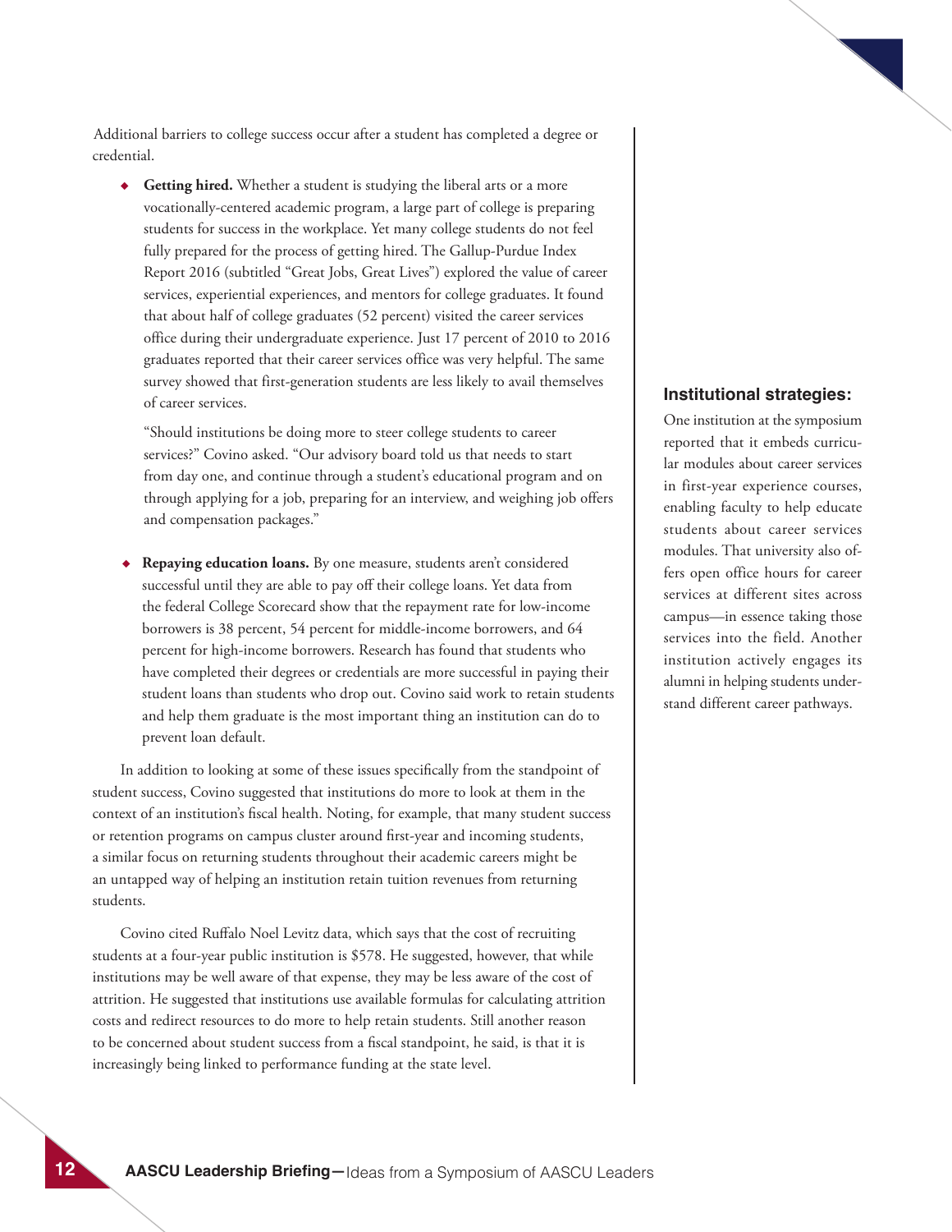Additional barriers to college success occur after a student has completed a degree or credential.

- **Getting hired.** Whether a student is studying the liberal arts or a more vocationally-centered academic program, a large part of college is preparing students for success in the workplace. Yet many college students do not feel fully prepared for the process of getting hired. The Gallup-Purdue Index Report 2016 (subtitled "Great Jobs, Great Lives") explored the value of career services, experiential experiences, and mentors for college graduates. It found that about half of college graduates (52 percent) visited the career services office during their undergraduate experience. Just 17 percent of 2010 to 2016 graduates reported that their career services office was very helpful. The same survey showed that first-generation students are less likely to avail themselves of career services.

  "Should institutions be doing more to steer college students to career services?" Covino asked. "Our advisory board told us that needs to start from day one, and continue through a student's educational program and on through applying for a job, preparing for an interview, and weighing job offers and compensation packages."

- **Repaying education loans.** By one measure, students aren't considered successful until they are able to pay off their college loans. Yet data from the federal College Scorecard show that the repayment rate for low-income borrowers is 38 percent, 54 percent for middle-income borrowers, and 64 percent for high-income borrowers. Research has found that students who have completed their degrees or credentials are more successful in paying their student loans than students who drop out. Covino said work to retain students and help them graduate is the most important thing an institution can do to prevent loan default.

In addition to looking at some of these issues specifically from the standpoint of student success, Covino suggested that institutions do more to look at them in the context of an institution's fiscal health. Noting, for example, that many student success or retention programs on campus cluster around first-year and incoming students, a similar focus on returning students throughout their academic careers might be an untapped way of helping an institution retain tuition revenues from returning students.

Covino cited Ruffalo Noel Levitz data, which says that the cost of recruiting students at a four-year public institution is $578. He suggested, however, that while institutions may be well aware of that expense, they may be less aware of the cost of attrition. He suggested that institutions use available formulas for calculating attrition costs and redirect resources to do more to help retain students. Still another reason to be concerned about student success from a fiscal standpoint, he said, is that it is increasingly being linked to performance funding at the state level.

### Institutional strategies:

One institution at the symposium reported that it embeds curricular modules about career services in first-year experience courses, enabling faculty to help educate students about career services modules. That university also offers open office hours for career services at different sites across campus—in essence taking those services into the field. Another institution actively engages its alumni in helping students understand different career pathways.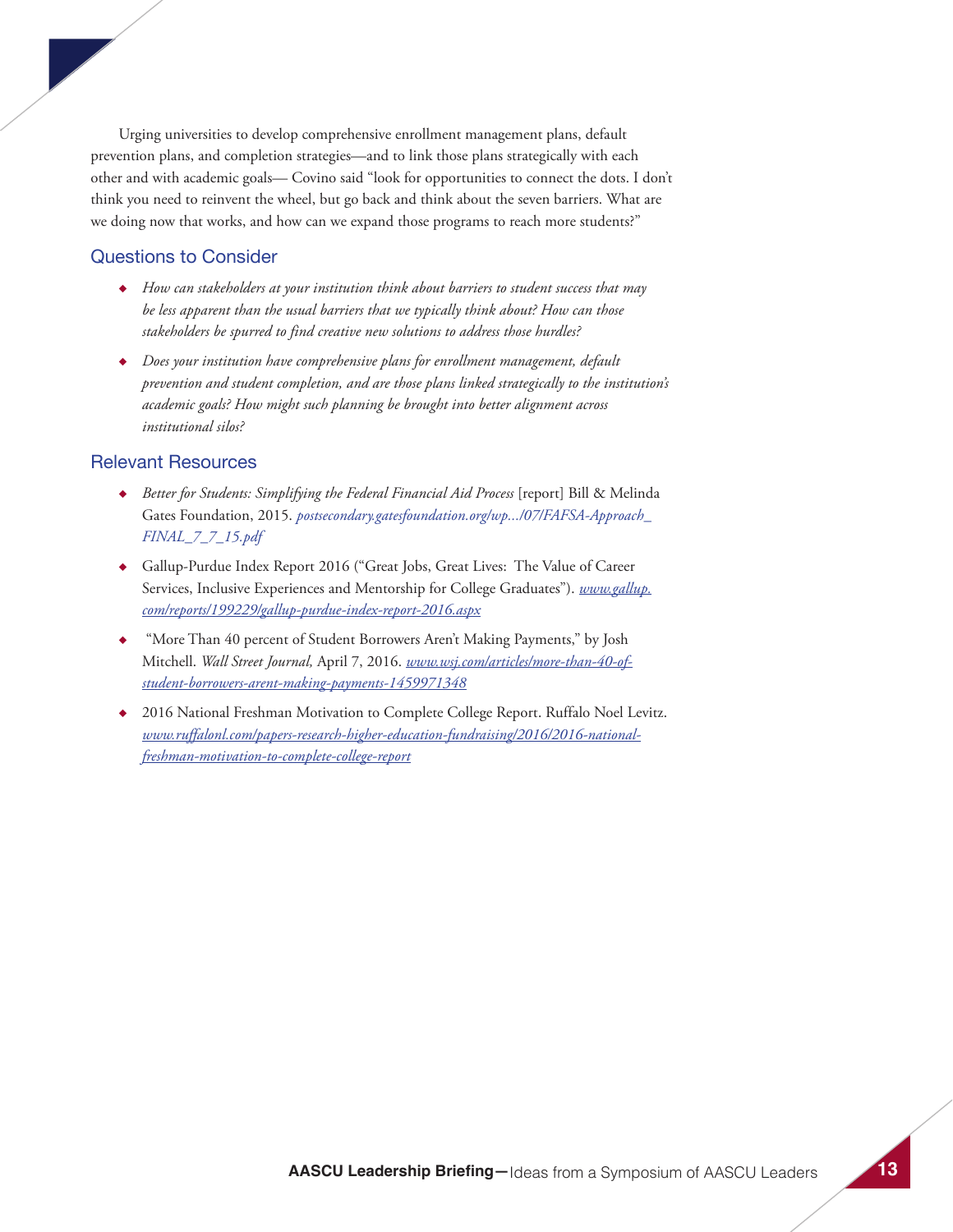Urging universities to develop comprehensive enrollment management plans, default prevention plans, and completion strategies—and to link those plans strategically with each other and with academic goals— Covino said "look for opportunities to connect the dots. I don't think you need to reinvent the wheel, but go back and think about the seven barriers. What are we doing now that works, and how can we expand those programs to reach more students?"

## Questions to Consider

- *How can stakeholders at your institution think about barriers to student success that may be less apparent than the usual barriers that we typically think about? How can those stakeholders be spurred to find creative new solutions to address those hurdles?*
- *Does your institution have comprehensive plans for enrollment management, default prevention and student completion, and are those plans linked strategically to the institution's academic goals? How might such planning be brought into better alignment across institutional silos?*

## Relevant Resources

- *Better for Students: Simplifying the Federal Financial Aid Process* [report] Bill & Melinda Gates Foundation, 2015. *postsecondary.gatesfoundation.org/wp.../07/FAFSA-Approach_FINAL_7_7_15.pdf*
- Gallup-Purdue Index Report 2016 ("Great Jobs, Great Lives: The Value of Career Services, Inclusive Experiences and Mentorship for College Graduates"). *www.gallup.com/reports/199229/gallup-purdue-index-report-2016.aspx*
- "More Than 40 percent of Student Borrowers Aren't Making Payments," by Josh Mitchell. *Wall Street Journal,* April 7, 2016. *www.wsj.com/articles/more-than-40-of-student-borrowers-arent-making-payments-1459971348*
- 2016 National Freshman Motivation to Complete College Report. Ruffalo Noel Levitz. *www.ruffalonl.com/papers-research-higher-education-fundraising/2016/2016-national-freshman-motivation-to-complete-college-report*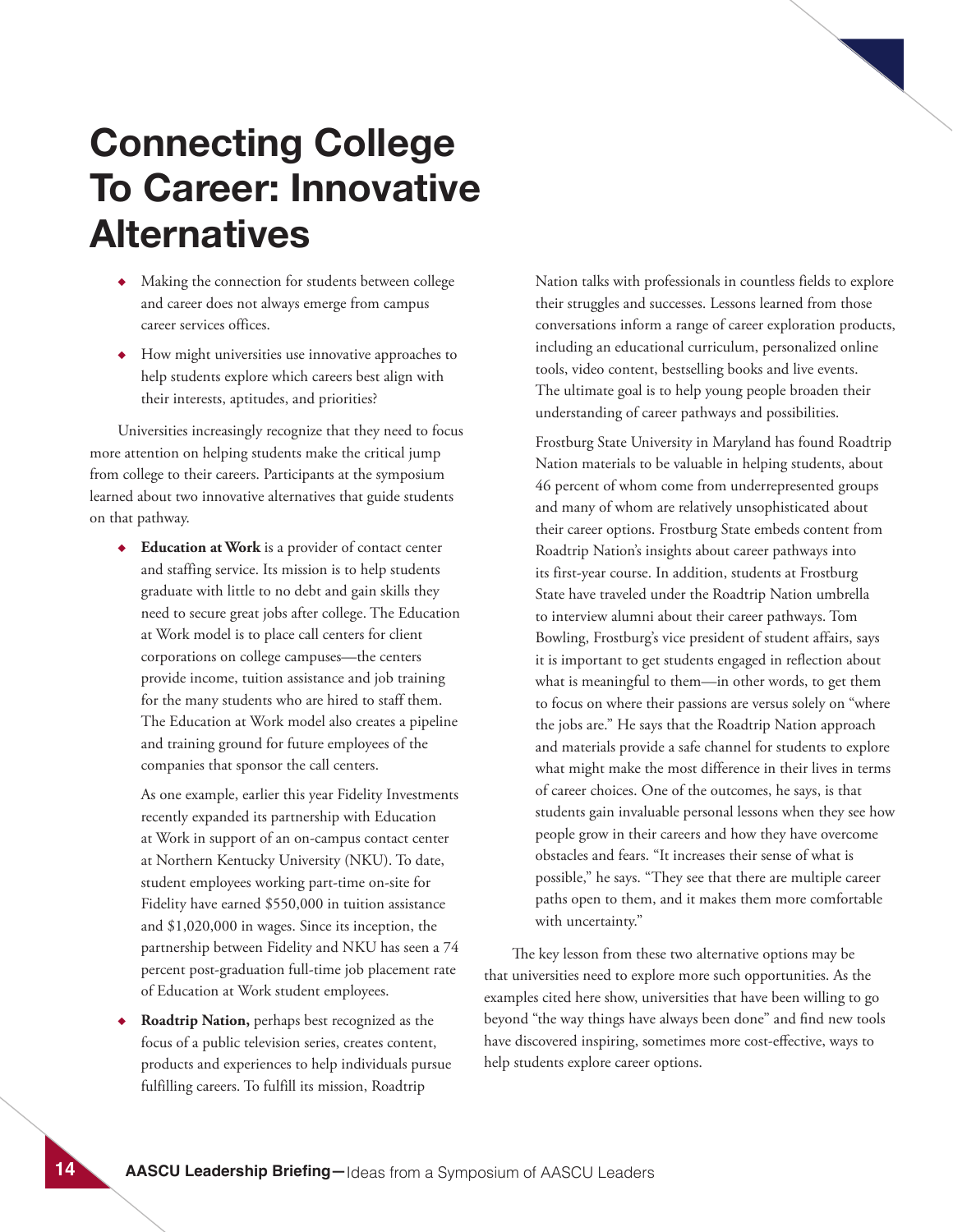# Connecting College To Career: Innovative Alternatives

- Making the connection for students between college and career does not always emerge from campus career services offices.
- How might universities use innovative approaches to help students explore which careers best align with their interests, aptitudes, and priorities?

Universities increasingly recognize that they need to focus more attention on helping students make the critical jump from college to their careers. Participants at the symposium learned about two innovative alternatives that guide students on that pathway.

- **Education at Work** is a provider of contact center and staffing service. Its mission is to help students graduate with little to no debt and gain skills they need to secure great jobs after college. The Education at Work model is to place call centers for client corporations on college campuses—the centers provide income, tuition assistance and job training for the many students who are hired to staff them. The Education at Work model also creates a pipeline and training ground for future employees of the companies that sponsor the call centers.

  As one example, earlier this year Fidelity Investments recently expanded its partnership with Education at Work in support of an on-campus contact center at Northern Kentucky University (NKU). To date, student employees working part-time on-site for Fidelity have earned $550,000 in tuition assistance and $1,020,000 in wages. Since its inception, the partnership between Fidelity and NKU has seen a 74 percent post-graduation full-time job placement rate of Education at Work student employees.

- **Roadtrip Nation,** perhaps best recognized as the focus of a public television series, creates content, products and experiences to help individuals pursue fulfilling careers. To fulfill its mission, Roadtrip Nation talks with professionals in countless fields to explore their struggles and successes. Lessons learned from those conversations inform a range of career exploration products, including an educational curriculum, personalized online tools, video content, bestselling books and live events. The ultimate goal is to help young people broaden their understanding of career pathways and possibilities.

  Frostburg State University in Maryland has found Roadtrip Nation materials to be valuable in helping students, about 46 percent of whom come from underrepresented groups and many of whom are relatively unsophisticated about their career options. Frostburg State embeds content from Roadtrip Nation's insights about career pathways into its first-year course. In addition, students at Frostburg State have traveled under the Roadtrip Nation umbrella to interview alumni about their career pathways. Tom Bowling, Frostburg's vice president of student affairs, says it is important to get students engaged in reflection about what is meaningful to them—in other words, to get them to focus on where their passions are versus solely on "where the jobs are." He says that the Roadtrip Nation approach and materials provide a safe channel for students to explore what might make the most difference in their lives in terms of career choices. One of the outcomes, he says, is that students gain invaluable personal lessons when they see how people grow in their careers and how they have overcome obstacles and fears. "It increases their sense of what is possible," he says. "They see that there are multiple career paths open to them, and it makes them more comfortable with uncertainty."

The key lesson from these two alternative options may be that universities need to explore more such opportunities. As the examples cited here show, universities that have been willing to go beyond "the way things have always been done" and find new tools have discovered inspiring, sometimes more cost-effective, ways to help students explore career options.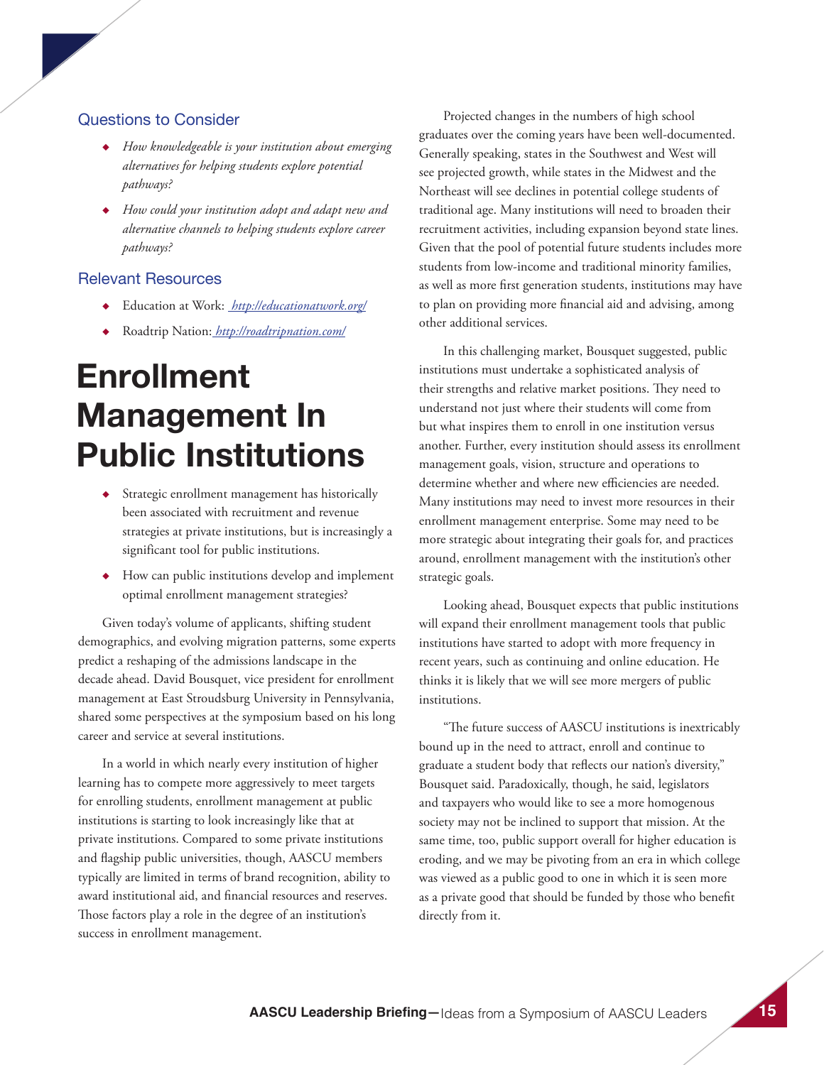### Questions to Consider

- *How knowledgeable is your institution about emerging alternatives for helping students explore potential pathways?*
- *How could your institution adopt and adapt new and alternative channels to helping students explore career pathways?*

### Relevant Resources

- Education at Work: *http://educationatwork.org/*
- Roadtrip Nation: *http://roadtripnation.com/*

# Enrollment Management In Public Institutions

- Strategic enrollment management has historically been associated with recruitment and revenue strategies at private institutions, but is increasingly a significant tool for public institutions.
- How can public institutions develop and implement optimal enrollment management strategies?

Given today's volume of applicants, shifting student demographics, and evolving migration patterns, some experts predict a reshaping of the admissions landscape in the decade ahead. David Bousquet, vice president for enrollment management at East Stroudsburg University in Pennsylvania, shared some perspectives at the symposium based on his long career and service at several institutions.

In a world in which nearly every institution of higher learning has to compete more aggressively to meet targets for enrolling students, enrollment management at public institutions is starting to look increasingly like that at private institutions. Compared to some private institutions and flagship public universities, though, AASCU members typically are limited in terms of brand recognition, ability to award institutional aid, and financial resources and reserves. Those factors play a role in the degree of an institution's success in enrollment management.

Projected changes in the numbers of high school graduates over the coming years have been well-documented. Generally speaking, states in the Southwest and West will see projected growth, while states in the Midwest and the Northeast will see declines in potential college students of traditional age. Many institutions will need to broaden their recruitment activities, including expansion beyond state lines. Given that the pool of potential future students includes more students from low-income and traditional minority families, as well as more first generation students, institutions may have to plan on providing more financial aid and advising, among other additional services.

In this challenging market, Bousquet suggested, public institutions must undertake a sophisticated analysis of their strengths and relative market positions. They need to understand not just where their students will come from but what inspires them to enroll in one institution versus another. Further, every institution should assess its enrollment management goals, vision, structure and operations to determine whether and where new efficiencies are needed. Many institutions may need to invest more resources in their enrollment management enterprise. Some may need to be more strategic about integrating their goals for, and practices around, enrollment management with the institution's other strategic goals.

Looking ahead, Bousquet expects that public institutions will expand their enrollment management tools that public institutions have started to adopt with more frequency in recent years, such as continuing and online education. He thinks it is likely that we will see more mergers of public institutions.

"The future success of AASCU institutions is inextricably bound up in the need to attract, enroll and continue to graduate a student body that reflects our nation's diversity," Bousquet said. Paradoxically, though, he said, legislators and taxpayers who would like to see a more homogenous society may not be inclined to support that mission. At the same time, too, public support overall for higher education is eroding, and we may be pivoting from an era in which college was viewed as a public good to one in which it is seen more as a private good that should be funded by those who benefit directly from it.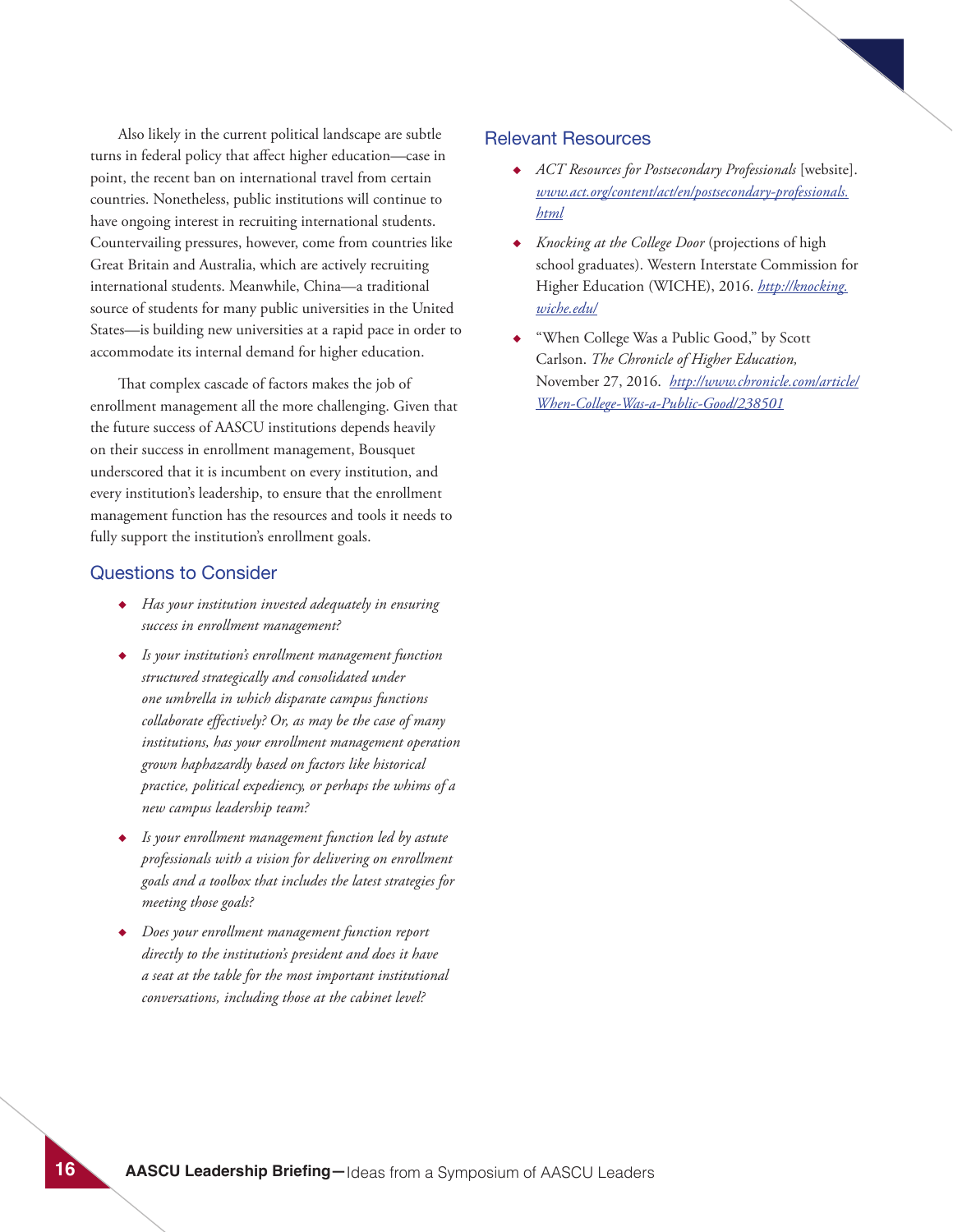Also likely in the current political landscape are subtle turns in federal policy that affect higher education—case in point, the recent ban on international travel from certain countries. Nonetheless, public institutions will continue to have ongoing interest in recruiting international students. Countervailing pressures, however, come from countries like Great Britain and Australia, which are actively recruiting international students. Meanwhile, China—a traditional source of students for many public universities in the United States—is building new universities at a rapid pace in order to accommodate its internal demand for higher education.

That complex cascade of factors makes the job of enrollment management all the more challenging. Given that the future success of AASCU institutions depends heavily on their success in enrollment management, Bousquet underscored that it is incumbent on every institution, and every institution's leadership, to ensure that the enrollment management function has the resources and tools it needs to fully support the institution's enrollment goals.

## Questions to Consider

- *Has your institution invested adequately in ensuring success in enrollment management?*
- *Is your institution's enrollment management function structured strategically and consolidated under one umbrella in which disparate campus functions collaborate effectively? Or, as may be the case of many institutions, has your enrollment management operation grown haphazardly based on factors like historical practice, political expediency, or perhaps the whims of a new campus leadership team?*
- *Is your enrollment management function led by astute professionals with a vision for delivering on enrollment goals and a toolbox that includes the latest strategies for meeting those goals?*
- *Does your enrollment management function report directly to the institution's president and does it have a seat at the table for the most important institutional conversations, including those at the cabinet level?*

## Relevant Resources

- *ACT Resources for Postsecondary Professionals* [website]. www.act.org/content/act/en/postsecondary-professionals.html
- *Knocking at the College Door* (projections of high school graduates). Western Interstate Commission for Higher Education (WICHE), 2016. http://knocking.wiche.edu/
- "When College Was a Public Good," by Scott Carlson. *The Chronicle of Higher Education,* November 27, 2016. http://www.chronicle.com/article/When-College-Was-a-Public-Good/238501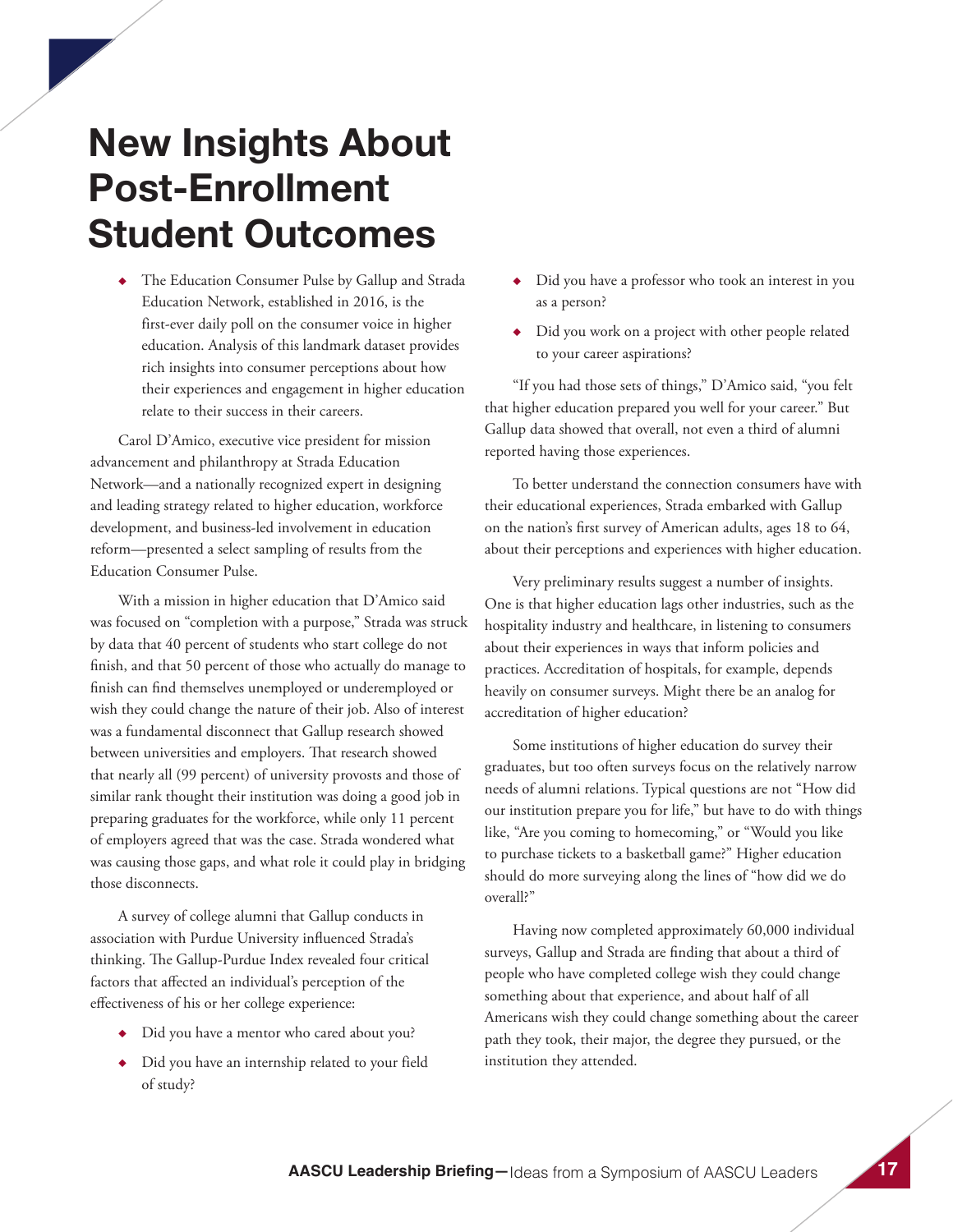# New Insights About Post-Enrollment Student Outcomes

- The Education Consumer Pulse by Gallup and Strada Education Network, established in 2016, is the first-ever daily poll on the consumer voice in higher education. Analysis of this landmark dataset provides rich insights into consumer perceptions about how their experiences and engagement in higher education relate to their success in their careers.

Carol D'Amico, executive vice president for mission advancement and philanthropy at Strada Education Network—and a nationally recognized expert in designing and leading strategy related to higher education, workforce development, and business-led involvement in education reform—presented a select sampling of results from the Education Consumer Pulse.

With a mission in higher education that D'Amico said was focused on "completion with a purpose," Strada was struck by data that 40 percent of students who start college do not finish, and that 50 percent of those who actually do manage to finish can find themselves unemployed or underemployed or wish they could change the nature of their job. Also of interest was a fundamental disconnect that Gallup research showed between universities and employers. That research showed that nearly all (99 percent) of university provosts and those of similar rank thought their institution was doing a good job in preparing graduates for the workforce, while only 11 percent of employers agreed that was the case. Strada wondered what was causing those gaps, and what role it could play in bridging those disconnects.

A survey of college alumni that Gallup conducts in association with Purdue University influenced Strada's thinking. The Gallup-Purdue Index revealed four critical factors that affected an individual's perception of the effectiveness of his or her college experience:

- Did you have a mentor who cared about you?
- Did you have an internship related to your field of study?
- Did you have a professor who took an interest in you as a person?
- Did you work on a project with other people related to your career aspirations?

"If you had those sets of things," D'Amico said, "you felt that higher education prepared you well for your career." But Gallup data showed that overall, not even a third of alumni reported having those experiences.

To better understand the connection consumers have with their educational experiences, Strada embarked with Gallup on the nation's first survey of American adults, ages 18 to 64, about their perceptions and experiences with higher education.

Very preliminary results suggest a number of insights. One is that higher education lags other industries, such as the hospitality industry and healthcare, in listening to consumers about their experiences in ways that inform policies and practices. Accreditation of hospitals, for example, depends heavily on consumer surveys. Might there be an analog for accreditation of higher education?

Some institutions of higher education do survey their graduates, but too often surveys focus on the relatively narrow needs of alumni relations. Typical questions are not "How did our institution prepare you for life," but have to do with things like, "Are you coming to homecoming," or "Would you like to purchase tickets to a basketball game?" Higher education should do more surveying along the lines of "how did we do overall?"

Having now completed approximately 60,000 individual surveys, Gallup and Strada are finding that about a third of people who have completed college wish they could change something about that experience, and about half of all Americans wish they could change something about the career path they took, their major, the degree they pursued, or the institution they attended.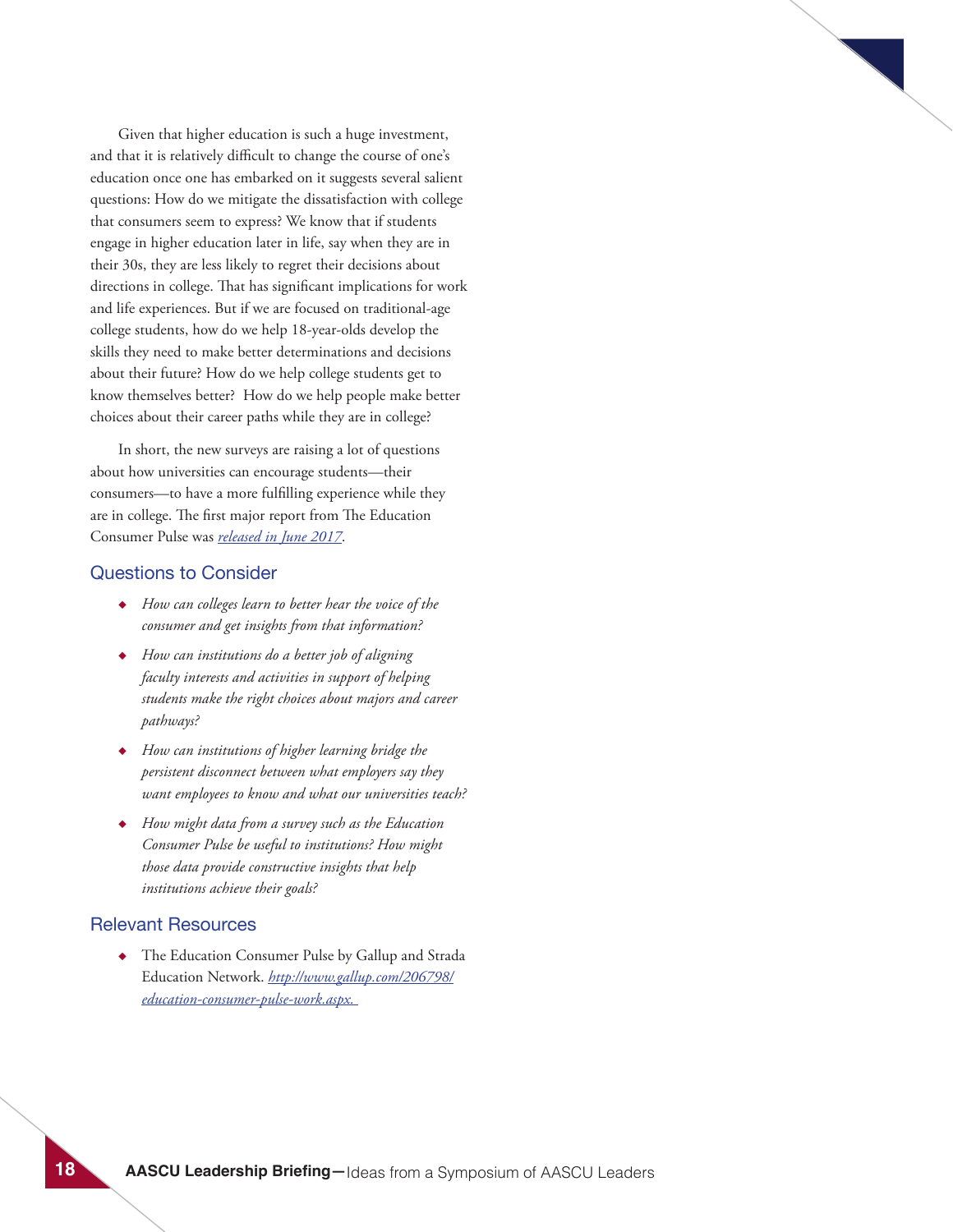Given that higher education is such a huge investment, and that it is relatively difficult to change the course of one's education once one has embarked on it suggests several salient questions: How do we mitigate the dissatisfaction with college that consumers seem to express? We know that if students engage in higher education later in life, say when they are in their 30s, they are less likely to regret their decisions about directions in college. That has significant implications for work and life experiences. But if we are focused on traditional-age college students, how do we help 18-year-olds develop the skills they need to make better determinations and decisions about their future? How do we help college students get to know themselves better? How do we help people make better choices about their career paths while they are in college?

In short, the new surveys are raising a lot of questions about how universities can encourage students—their consumers—to have a more fulfilling experience while they are in college. The first major report from The Education Consumer Pulse was *released in June 2017*.

## Questions to Consider

- *How can colleges learn to better hear the voice of the consumer and get insights from that information?*
- *How can institutions do a better job of aligning faculty interests and activities in support of helping students make the right choices about majors and career pathways?*
- *How can institutions of higher learning bridge the persistent disconnect between what employers say they want employees to know and what our universities teach?*
- *How might data from a survey such as the Education Consumer Pulse be useful to institutions? How might those data provide constructive insights that help institutions achieve their goals?*

## Relevant Resources

- The Education Consumer Pulse by Gallup and Strada Education Network. *http://www.gallup.com/206798/education-consumer-pulse-work.aspx.*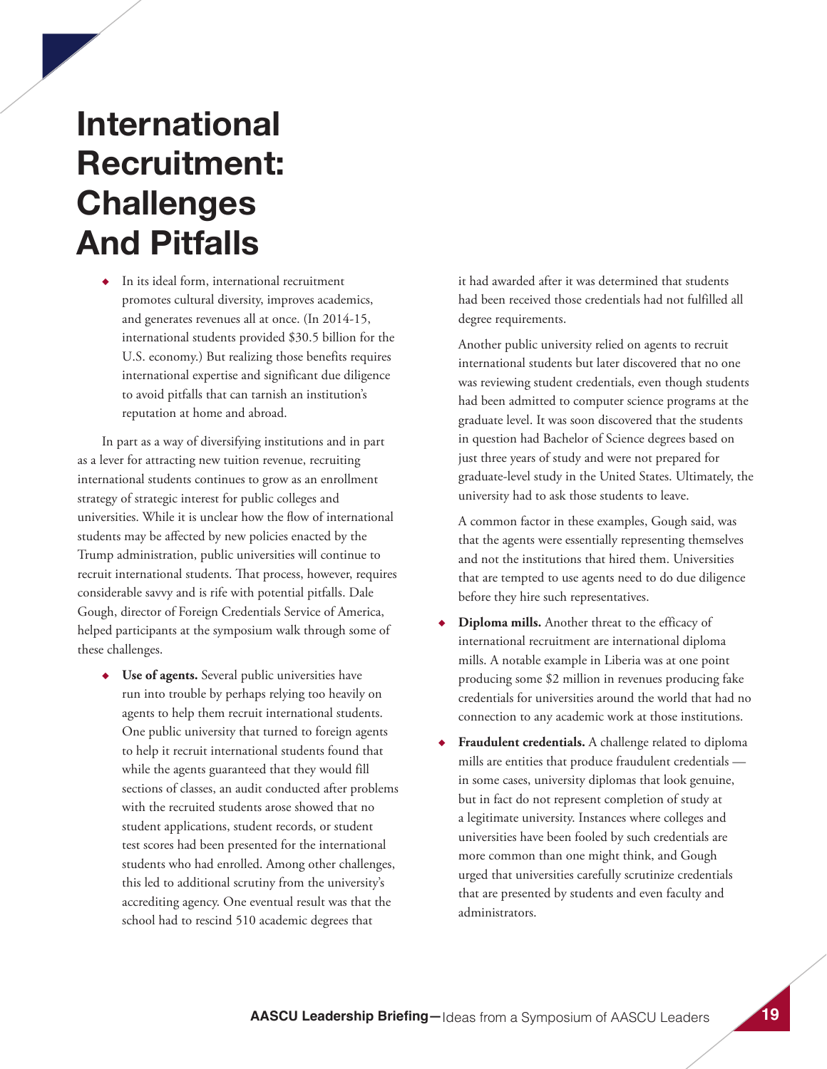# International Recruitment: Challenges And Pitfalls

- In its ideal form, international recruitment promotes cultural diversity, improves academics, and generates revenues all at once. (In 2014-15, international students provided $30.5 billion for the U.S. economy.) But realizing those benefits requires international expertise and significant due diligence to avoid pitfalls that can tarnish an institution's reputation at home and abroad.

In part as a way of diversifying institutions and in part as a lever for attracting new tuition revenue, recruiting international students continues to grow as an enrollment strategy of strategic interest for public colleges and universities. While it is unclear how the flow of international students may be affected by new policies enacted by the Trump administration, public universities will continue to recruit international students. That process, however, requires considerable savvy and is rife with potential pitfalls. Dale Gough, director of Foreign Credentials Service of America, helped participants at the symposium walk through some of these challenges.

- **Use of agents.** Several public universities have run into trouble by perhaps relying too heavily on agents to help them recruit international students. One public university that turned to foreign agents to help it recruit international students found that while the agents guaranteed that they would fill sections of classes, an audit conducted after problems with the recruited students arose showed that no student applications, student records, or student test scores had been presented for the international students who had enrolled. Among other challenges, this led to additional scrutiny from the university's accrediting agency. One eventual result was that the school had to rescind 510 academic degrees that it had awarded after it was determined that students had been received those credentials had not fulfilled all degree requirements.

  Another public university relied on agents to recruit international students but later discovered that no one was reviewing student credentials, even though students had been admitted to computer science programs at the graduate level. It was soon discovered that the students in question had Bachelor of Science degrees based on just three years of study and were not prepared for graduate-level study in the United States. Ultimately, the university had to ask those students to leave.

  A common factor in these examples, Gough said, was that the agents were essentially representing themselves and not the institutions that hired them. Universities that are tempted to use agents need to do due diligence before they hire such representatives.

- **Diploma mills.** Another threat to the efficacy of international recruitment are international diploma mills. A notable example in Liberia was at one point producing some $2 million in revenues producing fake credentials for universities around the world that had no connection to any academic work at those institutions.

- **Fraudulent credentials.** A challenge related to diploma mills are entities that produce fraudulent credentials — in some cases, university diplomas that look genuine, but in fact do not represent completion of study at a legitimate university. Instances where colleges and universities have been fooled by such credentials are more common than one might think, and Gough urged that universities carefully scrutinize credentials that are presented by students and even faculty and administrators.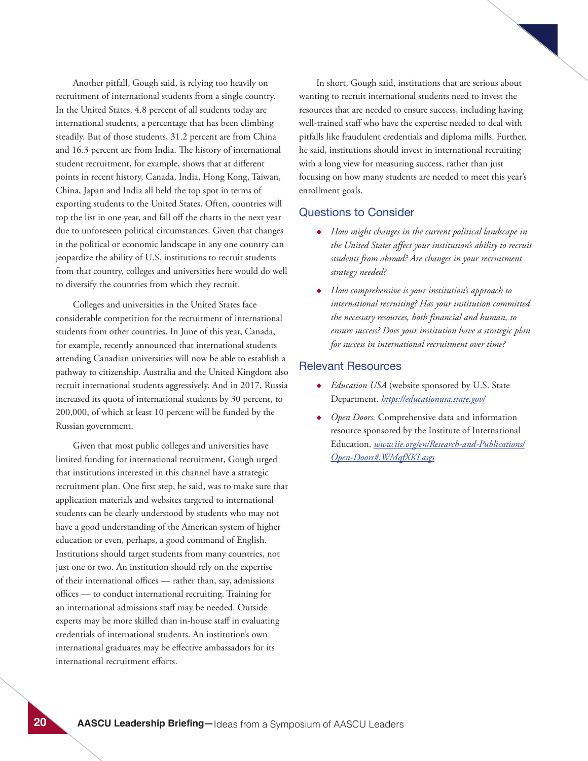Another pitfall, Gough said, is relying too heavily on recruitment of international students from a single country. In the United States, 4.8 percent of all students today are international students, a percentage that has been climbing steadily. But of those students, 31.2 percent are from China and 16.3 percent are from India. The history of international student recruitment, for example, shows that at different points in recent history, Canada, India, Hong Kong, Taiwan, China, Japan and India all held the top spot in terms of exporting students to the United States. Often, countries will top the list in one year, and fall off the charts in the next year due to unforeseen political circumstances. Given that changes in the political or economic landscape in any one country can jeopardize the ability of U.S. institutions to recruit students from that country, colleges and universities here would do well to diversify the countries from which they recruit.

Colleges and universities in the United States face considerable competition for the recruitment of international students from other countries. In June of this year, Canada, for example, recently announced that international students attending Canadian universities will now be able to establish a pathway to citizenship. Australia and the United Kingdom also recruit international students aggressively. And in 2017, Russia increased its quota of international students by 30 percent, to 200,000, of which at least 10 percent will be funded by the Russian government.

Given that most public colleges and universities have limited funding for international recruitment, Gough urged that institutions interested in this channel have a strategic recruitment plan. One first step, he said, was to make sure that application materials and websites targeted to international students can be clearly understood by students who may not have a good understanding of the American system of higher education or even, perhaps, a good command of English. Institutions should target students from many countries, not just one or two. An institution should rely on the expertise of their international offices — rather than, say, admissions offices — to conduct international recruiting. Training for an international admissions staff may be needed. Outside experts may be more skilled than in-house staff in evaluating credentials of international students. An institution's own international graduates may be effective ambassadors for its international recruitment efforts.

In short, Gough said, institutions that are serious about wanting to recruit international students need to invest the resources that are needed to ensure success, including having well-trained staff who have the expertise needed to deal with pitfalls like fraudulent credentials and diploma mills. Further, he said, institutions should invest in international recruiting with a long view for measuring success, rather than just focusing on how many students are needed to meet this year's enrollment goals.

## Questions to Consider

- *How might changes in the current political landscape in the United States affect your institution's ability to recruit students from abroad? Are changes in your recruitment strategy needed?*
- *How comprehensive is your institution's approach to international recruiting? Has your institution committed the necessary resources, both financial and human, to ensure success? Does your institution have a strategic plan for success in international recruitment over time?*

## Relevant Resources

- *Education USA* (website sponsored by U.S. State Department. *https://educationusa.state.gov/*
- *Open Doors.* Comprehensive data and information resource sponsored by the Institute of International Education. *www.iie.org/en/Research-and-Publications/Open-Doors#.WMqfXKLasgs*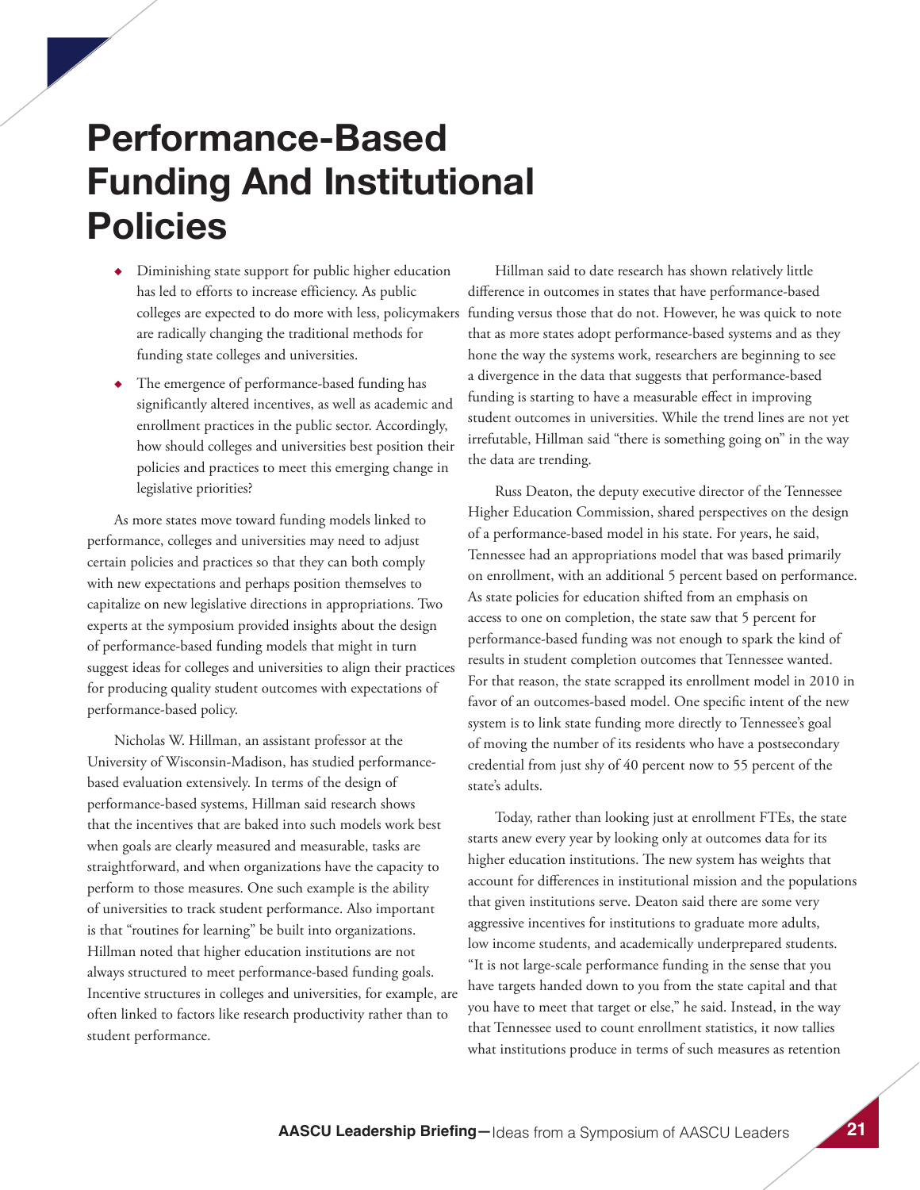# Performance-Based Funding And Institutional Policies

- Diminishing state support for public higher education has led to efforts to increase efficiency. As public colleges are expected to do more with less, policymakers are radically changing the traditional methods for funding state colleges and universities.
- The emergence of performance-based funding has significantly altered incentives, as well as academic and enrollment practices in the public sector. Accordingly, how should colleges and universities best position their policies and practices to meet this emerging change in legislative priorities?

As more states move toward funding models linked to performance, colleges and universities may need to adjust certain policies and practices so that they can both comply with new expectations and perhaps position themselves to capitalize on new legislative directions in appropriations. Two experts at the symposium provided insights about the design of performance-based funding models that might in turn suggest ideas for colleges and universities to align their practices for producing quality student outcomes with expectations of performance-based policy.

Nicholas W. Hillman, an assistant professor at the University of Wisconsin-Madison, has studied performance-based evaluation extensively. In terms of the design of performance-based systems, Hillman said research shows that the incentives that are baked into such models work best when goals are clearly measured and measurable, tasks are straightforward, and when organizations have the capacity to perform to those measures. One such example is the ability of universities to track student performance. Also important is that "routines for learning" be built into organizations. Hillman noted that higher education institutions are not always structured to meet performance-based funding goals. Incentive structures in colleges and universities, for example, are often linked to factors like research productivity rather than to student performance.

Hillman said to date research has shown relatively little difference in outcomes in states that have performance-based funding versus those that do not. However, he was quick to note that as more states adopt performance-based systems and as they hone the way the systems work, researchers are beginning to see a divergence in the data that suggests that performance-based funding is starting to have a measurable effect in improving student outcomes in universities. While the trend lines are not yet irrefutable, Hillman said "there is something going on" in the way the data are trending.

Russ Deaton, the deputy executive director of the Tennessee Higher Education Commission, shared perspectives on the design of a performance-based model in his state. For years, he said, Tennessee had an appropriations model that was based primarily on enrollment, with an additional 5 percent based on performance. As state policies for education shifted from an emphasis on access to one on completion, the state saw that 5 percent for performance-based funding was not enough to spark the kind of results in student completion outcomes that Tennessee wanted. For that reason, the state scrapped its enrollment model in 2010 in favor of an outcomes-based model. One specific intent of the new system is to link state funding more directly to Tennessee's goal of moving the number of its residents who have a postsecondary credential from just shy of 40 percent now to 55 percent of the state's adults.

Today, rather than looking just at enrollment FTEs, the state starts anew every year by looking only at outcomes data for its higher education institutions. The new system has weights that account for differences in institutional mission and the populations that given institutions serve. Deaton said there are some very aggressive incentives for institutions to graduate more adults, low income students, and academically underprepared students. "It is not large-scale performance funding in the sense that you have targets handed down to you from the state capital and that you have to meet that target or else," he said. Instead, in the way that Tennessee used to count enrollment statistics, it now tallies what institutions produce in terms of such measures as retention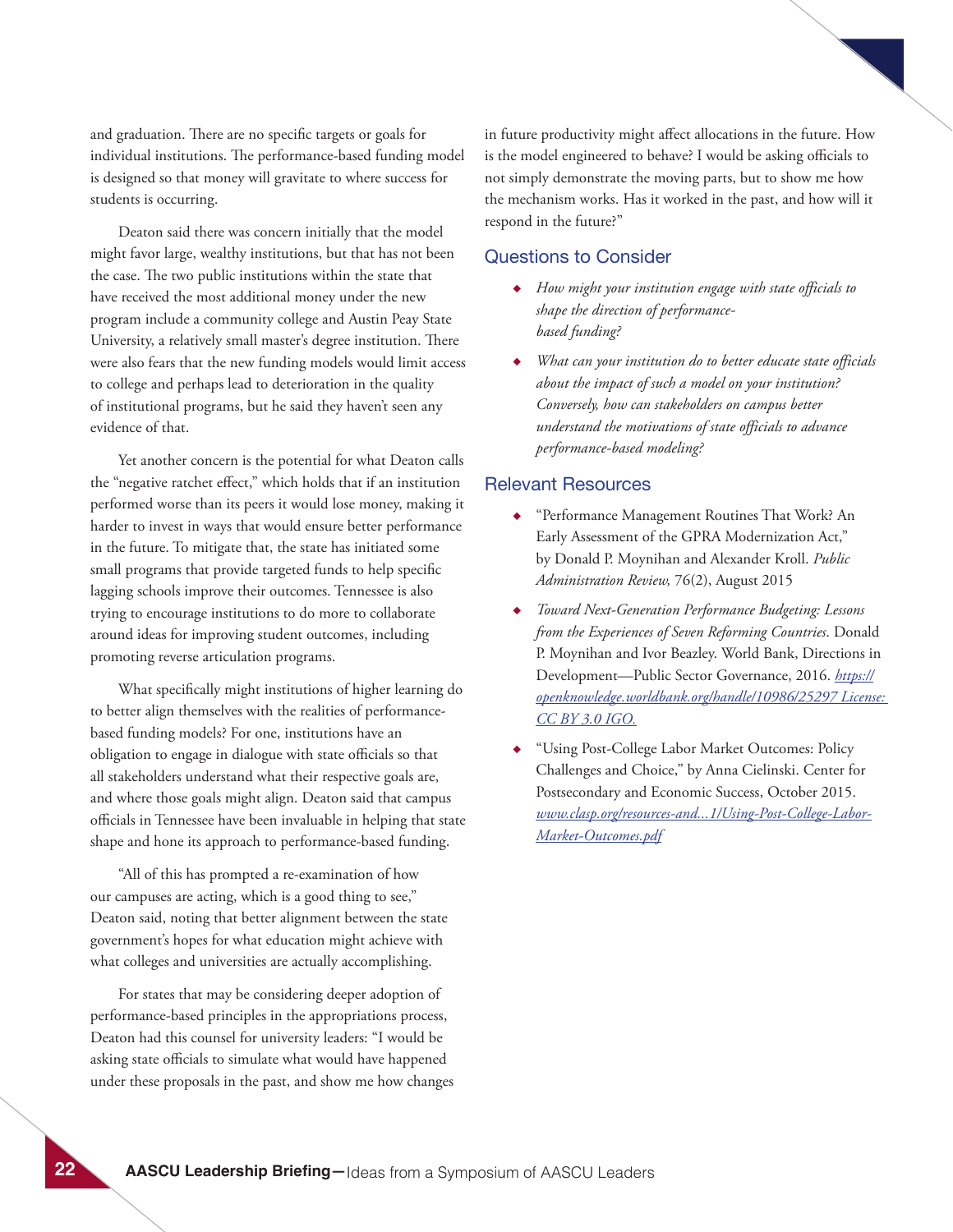and graduation. There are no specific targets or goals for individual institutions. The performance-based funding model is designed so that money will gravitate to where success for students is occurring.

Deaton said there was concern initially that the model might favor large, wealthy institutions, but that has not been the case. The two public institutions within the state that have received the most additional money under the new program include a community college and Austin Peay State University, a relatively small master's degree institution. There were also fears that the new funding models would limit access to college and perhaps lead to deterioration in the quality of institutional programs, but he said they haven't seen any evidence of that.

Yet another concern is the potential for what Deaton calls the "negative ratchet effect," which holds that if an institution performed worse than its peers it would lose money, making it harder to invest in ways that would ensure better performance in the future. To mitigate that, the state has initiated some small programs that provide targeted funds to help specific lagging schools improve their outcomes. Tennessee is also trying to encourage institutions to do more to collaborate around ideas for improving student outcomes, including promoting reverse articulation programs.

What specifically might institutions of higher learning do to better align themselves with the realities of performance-based funding models? For one, institutions have an obligation to engage in dialogue with state officials so that all stakeholders understand what their respective goals are, and where those goals might align. Deaton said that campus officials in Tennessee have been invaluable in helping that state shape and hone its approach to performance-based funding.

"All of this has prompted a re-examination of how our campuses are acting, which is a good thing to see," Deaton said, noting that better alignment between the state government's hopes for what education might achieve with what colleges and universities are actually accomplishing.

For states that may be considering deeper adoption of performance-based principles in the appropriations process, Deaton had this counsel for university leaders: "I would be asking state officials to simulate what would have happened under these proposals in the past, and show me how changes in future productivity might affect allocations in the future. How is the model engineered to behave? I would be asking officials to not simply demonstrate the moving parts, but to show me how the mechanism works. Has it worked in the past, and how will it respond in the future?"

## Questions to Consider

- *How might your institution engage with state officials to shape the direction of performance-based funding?*
- *What can your institution do to better educate state officials about the impact of such a model on your institution? Conversely, how can stakeholders on campus better understand the motivations of state officials to advance performance-based modeling?*

## Relevant Resources

- "Performance Management Routines That Work? An Early Assessment of the GPRA Modernization Act," by Donald P. Moynihan and Alexander Kroll. *Public Administration Review,* 76(2), August 2015
- *Toward Next-Generation Performance Budgeting: Lessons from the Experiences of Seven Reforming Countries*. Donald P. Moynihan and Ivor Beazley. World Bank, Directions in Development—Public Sector Governance, 2016. *https://openknowledge.worldbank.org/handle/10986/25297 License: CC BY 3.0 IGO.*
- "Using Post-College Labor Market Outcomes: Policy Challenges and Choice," by Anna Cielinski. Center for Postsecondary and Economic Success, October 2015. *www.clasp.org/resources-and...1/Using-Post-College-Labor-Market-Outcomes.pdf*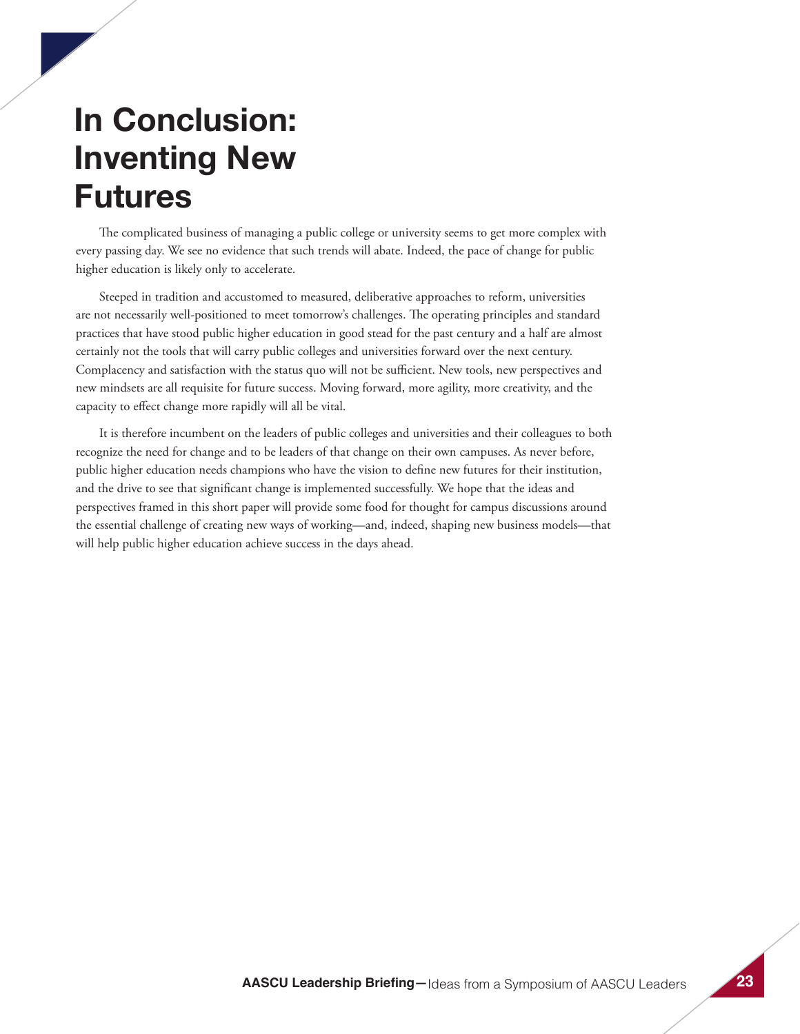# In Conclusion: Inventing New Futures

The complicated business of managing a public college or university seems to get more complex with every passing day. We see no evidence that such trends will abate. Indeed, the pace of change for public higher education is likely only to accelerate.

Steeped in tradition and accustomed to measured, deliberative approaches to reform, universities are not necessarily well-positioned to meet tomorrow's challenges. The operating principles and standard practices that have stood public higher education in good stead for the past century and a half are almost certainly not the tools that will carry public colleges and universities forward over the next century. Complacency and satisfaction with the status quo will not be sufficient. New tools, new perspectives and new mindsets are all requisite for future success. Moving forward, more agility, more creativity, and the capacity to effect change more rapidly will all be vital.

It is therefore incumbent on the leaders of public colleges and universities and their colleagues to both recognize the need for change and to be leaders of that change on their own campuses. As never before, public higher education needs champions who have the vision to define new futures for their institution, and the drive to see that significant change is implemented successfully. We hope that the ideas and perspectives framed in this short paper will provide some food for thought for campus discussions around the essential challenge of creating new ways of working—and, indeed, shaping new business models—that will help public higher education achieve success in the days ahead.